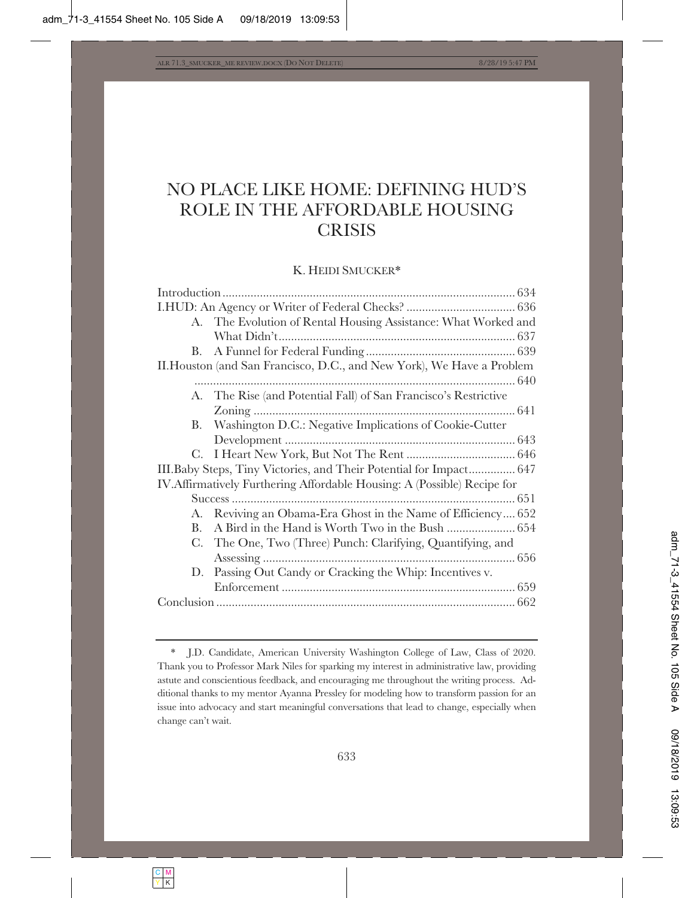# NO PLACE LIKE HOME: DEFINING HUD'S ROLE IN THE AFFORDABLE HOUSING CRISIS

K. HEIDI SMUCKER*

Introduction ........ 634

I. HUD: An Agency or Writer of Federal Checks? ........ 636

- A. The Evolution of Rental Housing Assistance: What Worked and What Didn't ........ 637
- B. A Funnel for Federal Funding ........ 639

II. Houston (and San Francisco, D.C., and New York), We Have a Problem ........ 640

- A. The Rise (and Potential Fall) of San Francisco's Restrictive Zoning ........ 641
- B. Washington D.C.: Negative Implications of Cookie-Cutter Development ........ 643
- C. I Heart New York, But Not The Rent ........ 646

III. Baby Steps, Tiny Victories, and Their Potential for Impact ........ 647

IV. Affirmatively Furthering Affordable Housing: A (Possible) Recipe for Success ........ 651

- A. Reviving an Obama-Era Ghost in the Name of Efficiency ........ 652
- B. A Bird in the Hand is Worth Two in the Bush ........ 654
- C. The One, Two (Three) Punch: Clarifying, Quantifying, and Assessing ........ 656
- D. Passing Out Candy or Cracking the Whip: Incentives v. Enforcement ........ 659

Conclusion ........ 662

---

\* J.D. Candidate, American University Washington College of Law, Class of 2020. Thank you to Professor Mark Niles for sparking my interest in administrative law, providing astute and conscientious feedback, and encouraging me throughout the writing process. Additional thanks to my mentor Ayanna Pressley for modeling how to transform passion for an issue into advocacy and start meaningful conversations that lead to change, especially when change can't wait.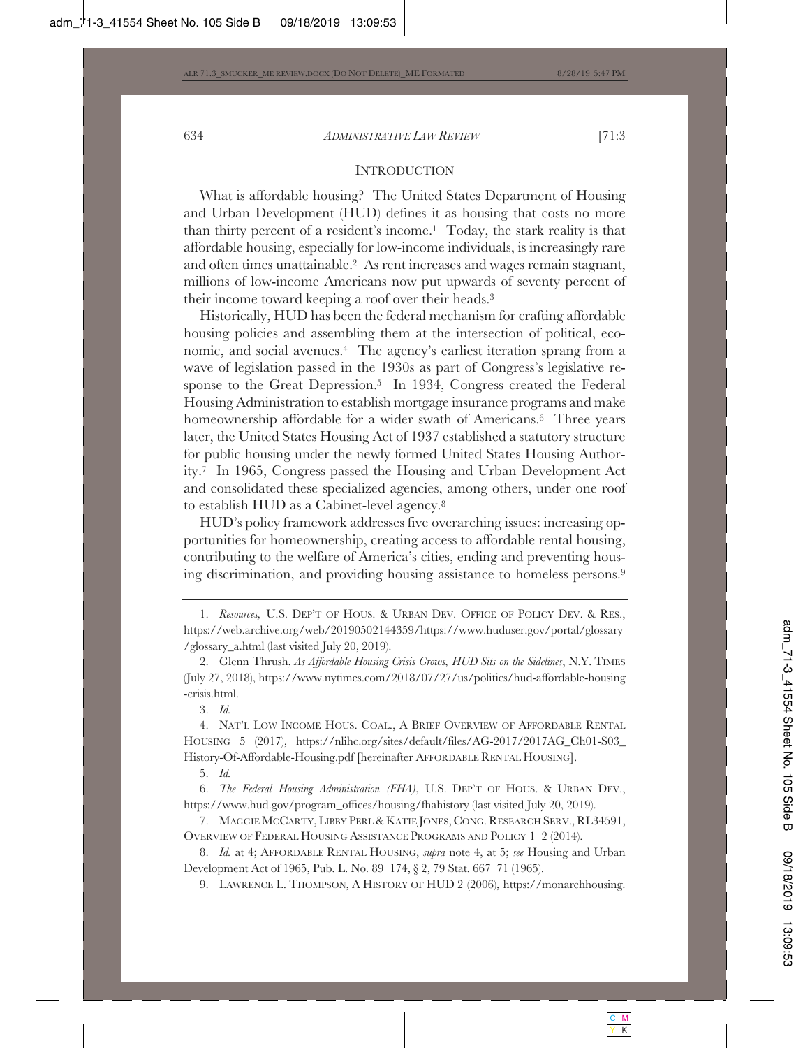## INTRODUCTION

What is affordable housing? The United States Department of Housing and Urban Development (HUD) defines it as housing that costs no more than thirty percent of a resident's income.[1] Today, the stark reality is that affordable housing, especially for low-income individuals, is increasingly rare and often times unattainable.[2] As rent increases and wages remain stagnant, millions of low-income Americans now put upwards of seventy percent of their income toward keeping a roof over their heads.[3]

Historically, HUD has been the federal mechanism for crafting affordable housing policies and assembling them at the intersection of political, economic, and social avenues.[4] The agency's earliest iteration sprang from a wave of legislation passed in the 1930s as part of Congress's legislative response to the Great Depression.[5] In 1934, Congress created the Federal Housing Administration to establish mortgage insurance programs and make homeownership affordable for a wider swath of Americans.[6] Three years later, the United States Housing Act of 1937 established a statutory structure for public housing under the newly formed United States Housing Authority.[7] In 1965, Congress passed the Housing and Urban Development Act and consolidated these specialized agencies, among others, under one roof to establish HUD as a Cabinet-level agency.[8]

HUD's policy framework addresses five overarching issues: increasing opportunities for homeownership, creating access to affordable rental housing, contributing to the welfare of America's cities, ending and preventing housing discrimination, and providing housing assistance to homeless persons.[9]

---

1. *Resources,* U.S. DEP'T OF HOUS. & URBAN DEV. OFFICE OF POLICY DEV. & RES., https://web.archive.org/web/20190502144359/https://www.huduser.gov/portal/glossary/glossary_a.html (last visited July 20, 2019).

2. Glenn Thrush, *As Affordable Housing Crisis Grows, HUD Sits on the Sidelines*, N.Y. TIMES (July 27, 2018), https://www.nytimes.com/2018/07/27/us/politics/hud-affordable-housing-crisis.html.

3. *Id.*

4. NAT'L LOW INCOME HOUS. COAL., A BRIEF OVERVIEW OF AFFORDABLE RENTAL HOUSING 5 (2017), https://nlihc.org/sites/default/files/AG-2017/2017AG_Ch01-S03_History-Of-Affordable-Housing.pdf [hereinafter AFFORDABLE RENTAL HOUSING].

5. *Id.*

6. *The Federal Housing Administration (FHA)*, U.S. DEP'T OF HOUS. & URBAN DEV., https://www.hud.gov/program_offices/housing/fhahistory (last visited July 20, 2019).

7. MAGGIE MCCARTY, LIBBY PERL & KATIE JONES, CONG. RESEARCH SERV., RL34591, OVERVIEW OF FEDERAL HOUSING ASSISTANCE PROGRAMS AND POLICY 1–2 (2014).

8. *Id.* at 4; AFFORDABLE RENTAL HOUSING, *supra* note 4, at 5; *see* Housing and Urban Development Act of 1965, Pub. L. No. 89–174, § 2, 79 Stat. 667–71 (1965).

9. LAWRENCE L. THOMPSON, A HISTORY OF HUD 2 (2006), https://monarchhousing.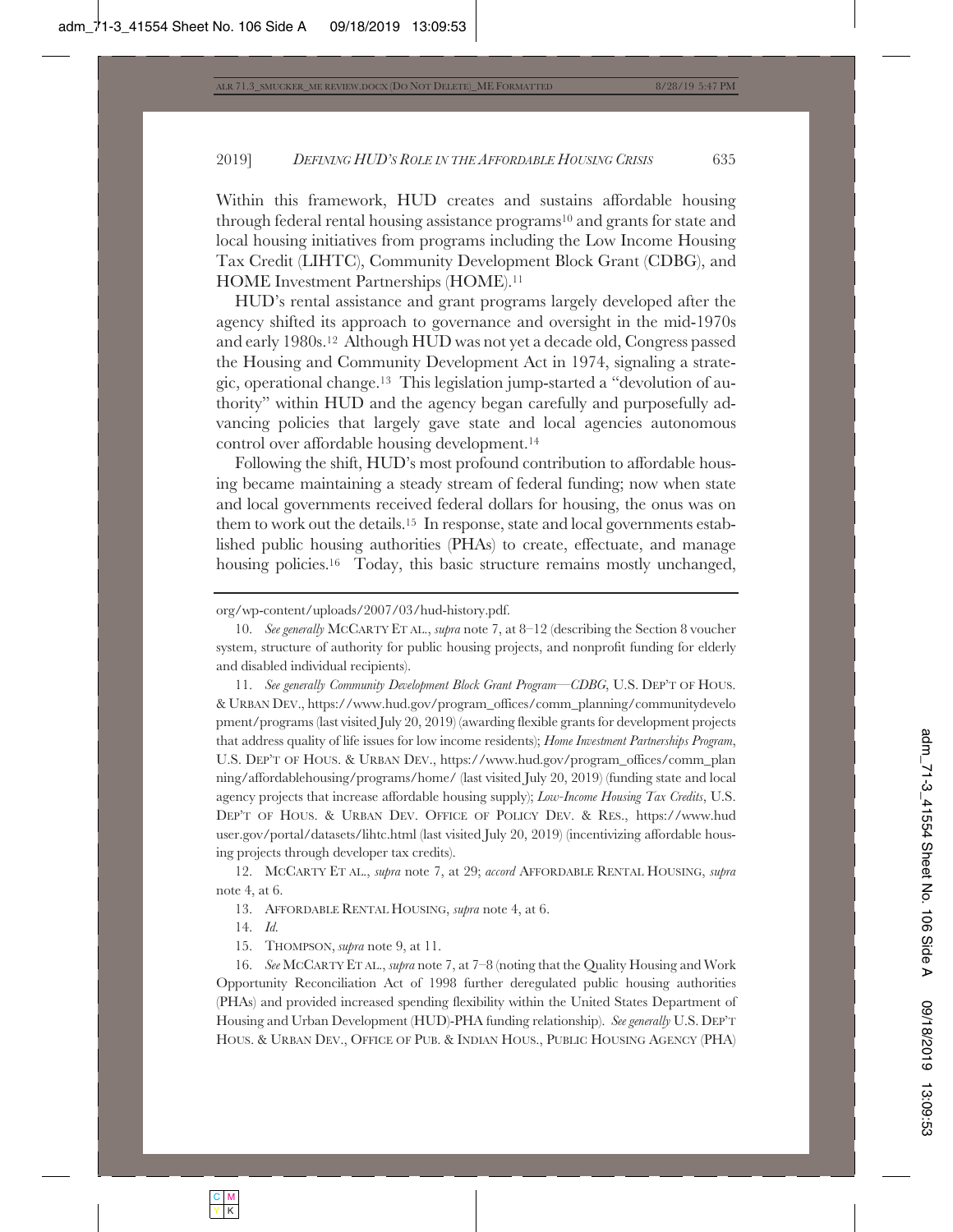Within this framework, HUD creates and sustains affordable housing through federal rental housing assistance programs[10] and grants for state and local housing initiatives from programs including the Low Income Housing Tax Credit (LIHTC), Community Development Block Grant (CDBG), and HOME Investment Partnerships (HOME).[11]

HUD's rental assistance and grant programs largely developed after the agency shifted its approach to governance and oversight in the mid-1970s and early 1980s.[12] Although HUD was not yet a decade old, Congress passed the Housing and Community Development Act in 1974, signaling a strategic, operational change.[13] This legislation jump-started a "devolution of authority" within HUD and the agency began carefully and purposefully advancing policies that largely gave state and local agencies autonomous control over affordable housing development.[14]

Following the shift, HUD's most profound contribution to affordable housing became maintaining a steady stream of federal funding; now when state and local governments received federal dollars for housing, the onus was on them to work out the details.[15] In response, state and local governments established public housing authorities (PHAs) to create, effectuate, and manage housing policies.[16] Today, this basic structure remains mostly unchanged,

---

org/wp-content/uploads/2007/03/hud-history.pdf.

10. *See generally* MCCARTY ET AL., *supra* note 7, at 8–12 (describing the Section 8 voucher system, structure of authority for public housing projects, and nonprofit funding for elderly and disabled individual recipients).

11. *See generally Community Development Block Grant Program—CDBG*, U.S. DEP'T OF HOUS. & URBAN DEV., https://www.hud.gov/program_offices/comm_planning/communitydevelopment/programs (last visited July 20, 2019) (awarding flexible grants for development projects that address quality of life issues for low income residents); *Home Investment Partnerships Program*, U.S. DEP'T OF HOUS. & URBAN DEV., https://www.hud.gov/program_offices/comm_planning/affordablehousing/programs/home/ (last visited July 20, 2019) (funding state and local agency projects that increase affordable housing supply); *Low-Income Housing Tax Credits*, U.S. DEP'T OF HOUS. & URBAN DEV. OFFICE OF POLICY DEV. & RES., https://www.huduser.gov/portal/datasets/lihtc.html (last visited July 20, 2019) (incentivizing affordable housing projects through developer tax credits).

12. MCCARTY ET AL., *supra* note 7, at 29; *accord* AFFORDABLE RENTAL HOUSING, *supra* note 4, at 6.

13. AFFORDABLE RENTAL HOUSING, *supra* note 4, at 6.

14. *Id.*

15. THOMPSON, *supra* note 9, at 11.

16. *See* MCCARTY ET AL., *supra* note 7, at 7–8 (noting that the Quality Housing and Work Opportunity Reconciliation Act of 1998 further deregulated public housing authorities (PHAs) and provided increased spending flexibility within the United States Department of Housing and Urban Development (HUD)-PHA funding relationship). *See generally* U.S. DEP'T HOUS. & URBAN DEV., OFFICE OF PUB. & INDIAN HOUS., PUBLIC HOUSING AGENCY (PHA)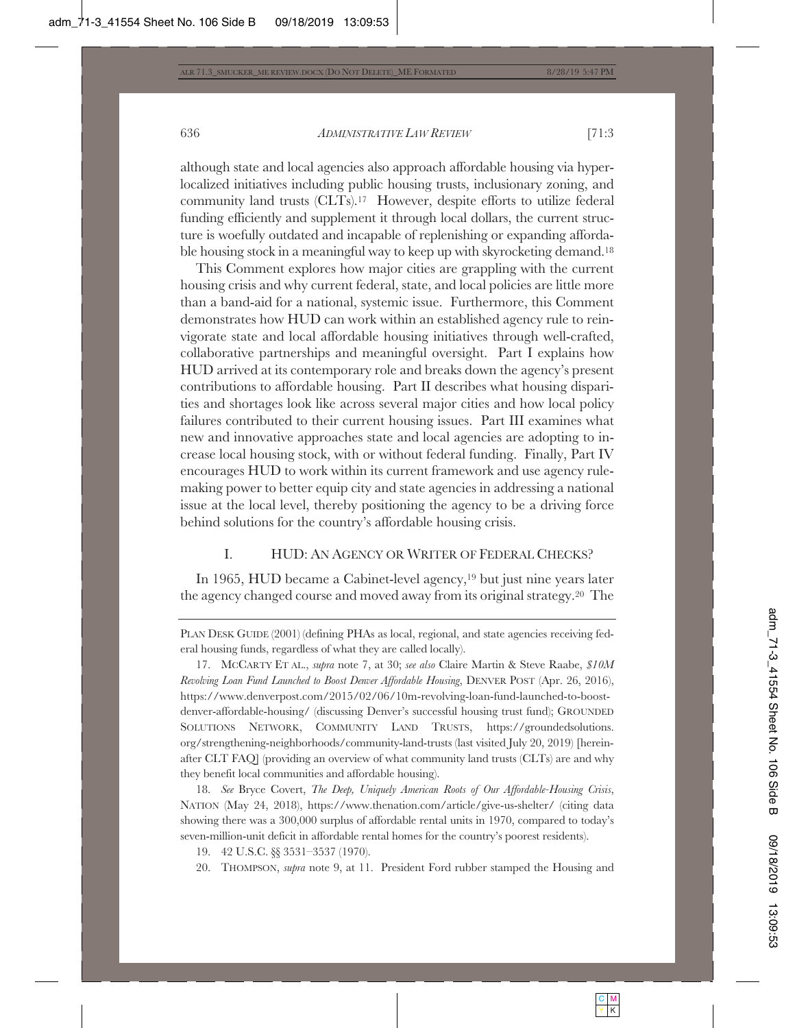although state and local agencies also approach affordable housing via hyper-localized initiatives including public housing trusts, inclusionary zoning, and community land trusts (CLTs).[17] However, despite efforts to utilize federal funding efficiently and supplement it through local dollars, the current structure is woefully outdated and incapable of replenishing or expanding affordable housing stock in a meaningful way to keep up with skyrocketing demand.[18]

This Comment explores how major cities are grappling with the current housing crisis and why current federal, state, and local policies are little more than a band-aid for a national, systemic issue. Furthermore, this Comment demonstrates how HUD can work within an established agency rule to reinvigorate state and local affordable housing initiatives through well-crafted, collaborative partnerships and meaningful oversight. Part I explains how HUD arrived at its contemporary role and breaks down the agency's present contributions to affordable housing. Part II describes what housing disparities and shortages look like across several major cities and how local policy failures contributed to their current housing issues. Part III examines what new and innovative approaches state and local agencies are adopting to increase local housing stock, with or without federal funding. Finally, Part IV encourages HUD to work within its current framework and use agency rulemaking power to better equip city and state agencies in addressing a national issue at the local level, thereby positioning the agency to be a driving force behind solutions for the country's affordable housing crisis.

## I. HUD: AN AGENCY OR WRITER OF FEDERAL CHECKS?

In 1965, HUD became a Cabinet-level agency,[19] but just nine years later the agency changed course and moved away from its original strategy.[20] The

---

PLAN DESK GUIDE (2001) (defining PHAs as local, regional, and state agencies receiving federal housing funds, regardless of what they are called locally).

17. MCCARTY ET AL., *supra* note 7, at 30; *see also* Claire Martin & Steve Raabe, *$10M Revolving Loan Fund Launched to Boost Denver Affordable Housing*, DENVER POST (Apr. 26, 2016), https://www.denverpost.com/2015/02/06/10m-revolving-loan-fund-launched-to-boost-denver-affordable-housing/ (discussing Denver's successful housing trust fund); GROUNDED SOLUTIONS NETWORK, COMMUNITY LAND TRUSTS, https://groundedsolutions.org/strengthening-neighborhoods/community-land-trusts (last visited July 20, 2019) [hereinafter CLT FAQ] (providing an overview of what community land trusts (CLTs) are and why they benefit local communities and affordable housing).

18. *See* Bryce Covert, *The Deep, Uniquely American Roots of Our Affordable-Housing Crisis*, NATION (May 24, 2018), https://www.thenation.com/article/give-us-shelter/ (citing data showing there was a 300,000 surplus of affordable rental units in 1970, compared to today's seven-million-unit deficit in affordable rental homes for the country's poorest residents).

19. 42 U.S.C. §§ 3531–3537 (1970).

20. THOMPSON, *supra* note 9, at 11. President Ford rubber stamped the Housing and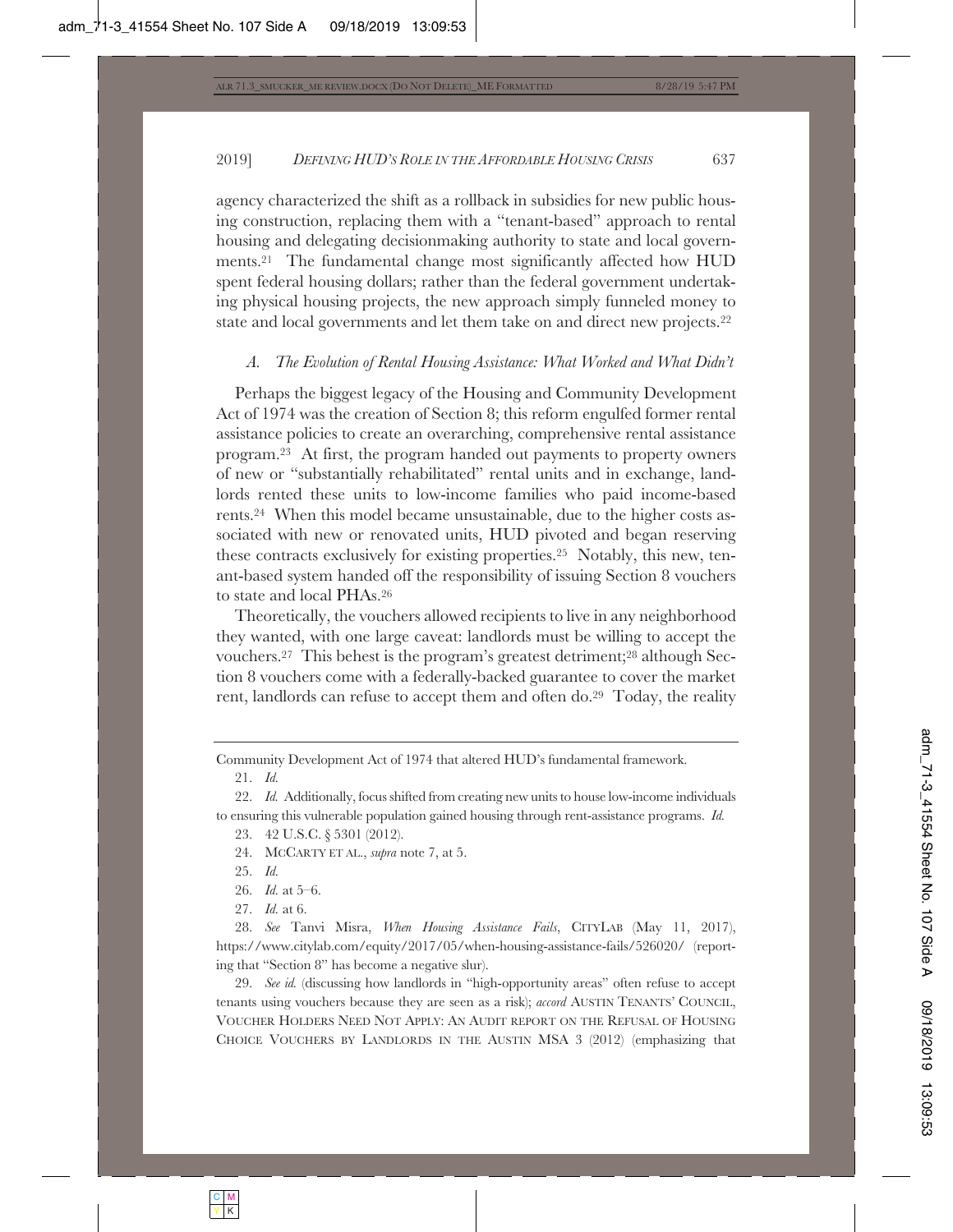agency characterized the shift as a rollback in subsidies for new public housing construction, replacing them with a "tenant-based" approach to rental housing and delegating decisionmaking authority to state and local governments.[21] The fundamental change most significantly affected how HUD spent federal housing dollars; rather than the federal government undertaking physical housing projects, the new approach simply funneled money to state and local governments and let them take on and direct new projects.[22]

### *A. The Evolution of Rental Housing Assistance: What Worked and What Didn't*

Perhaps the biggest legacy of the Housing and Community Development Act of 1974 was the creation of Section 8; this reform engulfed former rental assistance policies to create an overarching, comprehensive rental assistance program.[23] At first, the program handed out payments to property owners of new or "substantially rehabilitated" rental units and in exchange, landlords rented these units to low-income families who paid income-based rents.[24] When this model became unsustainable, due to the higher costs associated with new or renovated units, HUD pivoted and began reserving these contracts exclusively for existing properties.[25] Notably, this new, tenant-based system handed off the responsibility of issuing Section 8 vouchers to state and local PHAs.[26]

Theoretically, the vouchers allowed recipients to live in any neighborhood they wanted, with one large caveat: landlords must be willing to accept the vouchers.[27] This behest is the program's greatest detriment;[28] although Section 8 vouchers come with a federally-backed guarantee to cover the market rent, landlords can refuse to accept them and often do.[29] Today, the reality

---

Community Development Act of 1974 that altered HUD's fundamental framework.

21. *Id.*

22. *Id.* Additionally, focus shifted from creating new units to house low-income individuals to ensuring this vulnerable population gained housing through rent-assistance programs. *Id.*

23. 42 U.S.C. § 5301 (2012).

24. MCCARTY ET AL., *supra* note 7, at 5.

25. *Id.*

26. *Id.* at 5–6.

27. *Id.* at 6.

28. *See* Tanvi Misra, *When Housing Assistance Fails*, CITYLAB (May 11, 2017), https://www.citylab.com/equity/2017/05/when-housing-assistance-fails/526020/ (reporting that "Section 8" has become a negative slur).

29. *See id.* (discussing how landlords in "high-opportunity areas" often refuse to accept tenants using vouchers because they are seen as a risk); *accord* AUSTIN TENANTS' COUNCIL, VOUCHER HOLDERS NEED NOT APPLY: AN AUDIT REPORT ON THE REFUSAL OF HOUSING CHOICE VOUCHERS BY LANDLORDS IN THE AUSTIN MSA 3 (2012) (emphasizing that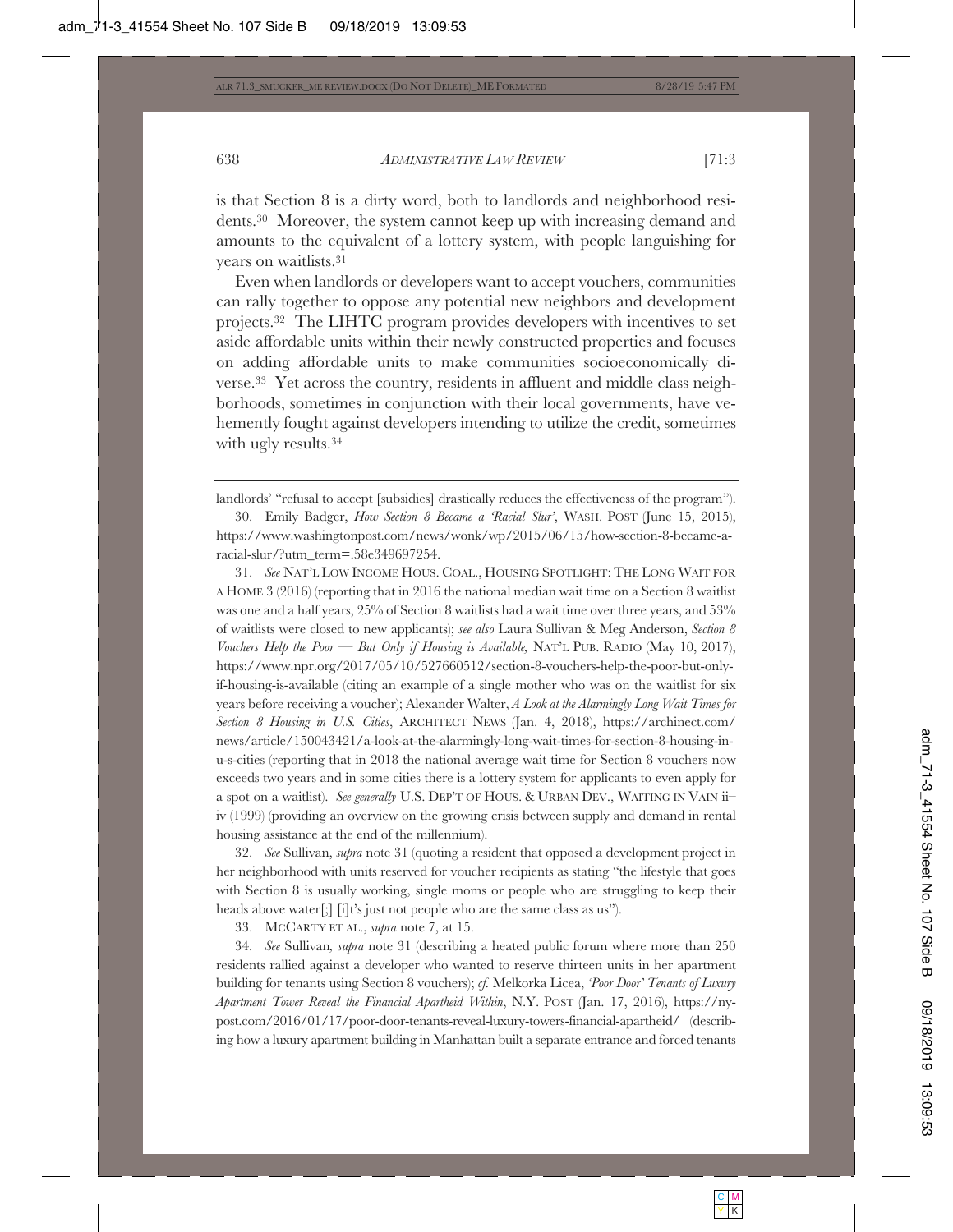is that Section 8 is a dirty word, both to landlords and neighborhood residents.[30] Moreover, the system cannot keep up with increasing demand and amounts to the equivalent of a lottery system, with people languishing for years on waitlists.[31]

Even when landlords or developers want to accept vouchers, communities can rally together to oppose any potential new neighbors and development projects.[32] The LIHTC program provides developers with incentives to set aside affordable units within their newly constructed properties and focuses on adding affordable units to make communities socioeconomically diverse.[33] Yet across the country, residents in affluent and middle class neighborhoods, sometimes in conjunction with their local governments, have vehemently fought against developers intending to utilize the credit, sometimes with ugly results.[34]

---

landlords' "refusal to accept [subsidies] drastically reduces the effectiveness of the program").

30. Emily Badger, *How Section 8 Became a 'Racial Slur'*, WASH. POST (June 15, 2015), https://www.washingtonpost.com/news/wonk/wp/2015/06/15/how-section-8-became-a-racial-slur/?utm_term=.58e349697254.

31. *See* NAT'L LOW INCOME HOUS. COAL., HOUSING SPOTLIGHT: THE LONG WAIT FOR A HOME 3 (2016) (reporting that in 2016 the national median wait time on a Section 8 waitlist was one and a half years, 25% of Section 8 waitlists had a wait time over three years, and 53% of waitlists were closed to new applicants); *see also* Laura Sullivan & Meg Anderson, *Section 8 Vouchers Help the Poor — But Only if Housing is Available,* NAT'L PUB. RADIO (May 10, 2017), https://www.npr.org/2017/05/10/527660512/section-8-vouchers-help-the-poor-but-only-if-housing-is-available (citing an example of a single mother who was on the waitlist for six years before receiving a voucher); Alexander Walter, *A Look at the Alarmingly Long Wait Times for Section 8 Housing in U.S. Cities*, ARCHITECT NEWS (Jan. 4, 2018), https://archinect.com/news/article/150043421/a-look-at-the-alarmingly-long-wait-times-for-section-8-housing-in-u-s-cities (reporting that in 2018 the national average wait time for Section 8 vouchers now exceeds two years and in some cities there is a lottery system for applicants to even apply for a spot on a waitlist). *See generally* U.S. DEP'T OF HOUS. & URBAN DEV., WAITING IN VAIN ii–iv (1999) (providing an overview on the growing crisis between supply and demand in rental housing assistance at the end of the millennium).

32. *See* Sullivan, *supra* note 31 (quoting a resident that opposed a development project in her neighborhood with units reserved for voucher recipients as stating "the lifestyle that goes with Section 8 is usually working, single moms or people who are struggling to keep their heads above water[;] [i]t's just not people who are the same class as us").

33. MCCARTY ET AL., *supra* note 7, at 15.

34. *See* Sullivan*, supra* note 31 (describing a heated public forum where more than 250 residents rallied against a developer who wanted to reserve thirteen units in her apartment building for tenants using Section 8 vouchers); *cf.* Melkorka Licea, *'Poor Door' Tenants of Luxury Apartment Tower Reveal the Financial Apartheid Within*, N.Y. POST (Jan. 17, 2016), https://nypost.com/2016/01/17/poor-door-tenants-reveal-luxury-towers-financial-apartheid/ (describing how a luxury apartment building in Manhattan built a separate entrance and forced tenants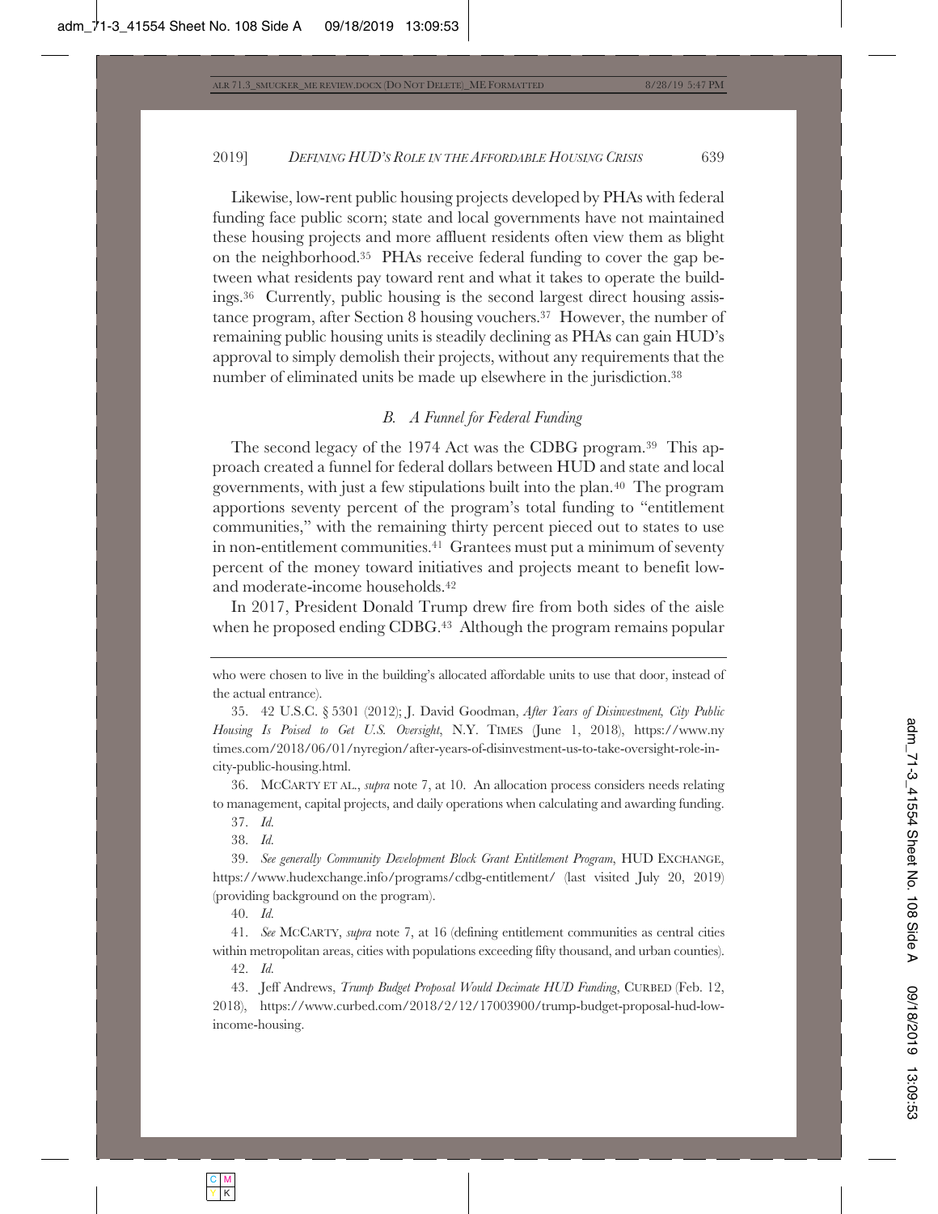Likewise, low-rent public housing projects developed by PHAs with federal funding face public scorn; state and local governments have not maintained these housing projects and more affluent residents often view them as blight on the neighborhood.[35] PHAs receive federal funding to cover the gap between what residents pay toward rent and what it takes to operate the buildings.[36] Currently, public housing is the second largest direct housing assistance program, after Section 8 housing vouchers.[37] However, the number of remaining public housing units is steadily declining as PHAs can gain HUD's approval to simply demolish their projects, without any requirements that the number of eliminated units be made up elsewhere in the jurisdiction.[38]

### *B. A Funnel for Federal Funding*

The second legacy of the 1974 Act was the CDBG program.[39] This approach created a funnel for federal dollars between HUD and state and local governments, with just a few stipulations built into the plan.[40] The program apportions seventy percent of the program's total funding to "entitlement communities," with the remaining thirty percent pieced out to states to use in non-entitlement communities.[41] Grantees must put a minimum of seventy percent of the money toward initiatives and projects meant to benefit low- and moderate-income households.[42]

In 2017, President Donald Trump drew fire from both sides of the aisle when he proposed ending CDBG.[43] Although the program remains popular

---

who were chosen to live in the building's allocated affordable units to use that door, instead of the actual entrance).

35. 42 U.S.C. § 5301 (2012); J. David Goodman, *After Years of Disinvestment, City Public Housing Is Poised to Get U.S. Oversight*, N.Y. TIMES (June 1, 2018), https://www.nytimes.com/2018/06/01/nyregion/after-years-of-disinvestment-us-to-take-oversight-role-in-city-public-housing.html.

36. MCCARTY ET AL., *supra* note 7, at 10. An allocation process considers needs relating to management, capital projects, and daily operations when calculating and awarding funding.

37. *Id.*

38. *Id.*

39. *See generally Community Development Block Grant Entitlement Program*, HUD EXCHANGE, https://www.hudexchange.info/programs/cdbg-entitlement/ (last visited July 20, 2019) (providing background on the program).

40. *Id.*

41. *See* MCCARTY, *supra* note 7, at 16 (defining entitlement communities as central cities within metropolitan areas, cities with populations exceeding fifty thousand, and urban counties).

42. *Id.*

43. Jeff Andrews, *Trump Budget Proposal Would Decimate HUD Funding*, CURBED (Feb. 12, 2018), https://www.curbed.com/2018/2/12/17003900/trump-budget-proposal-hud-low-income-housing.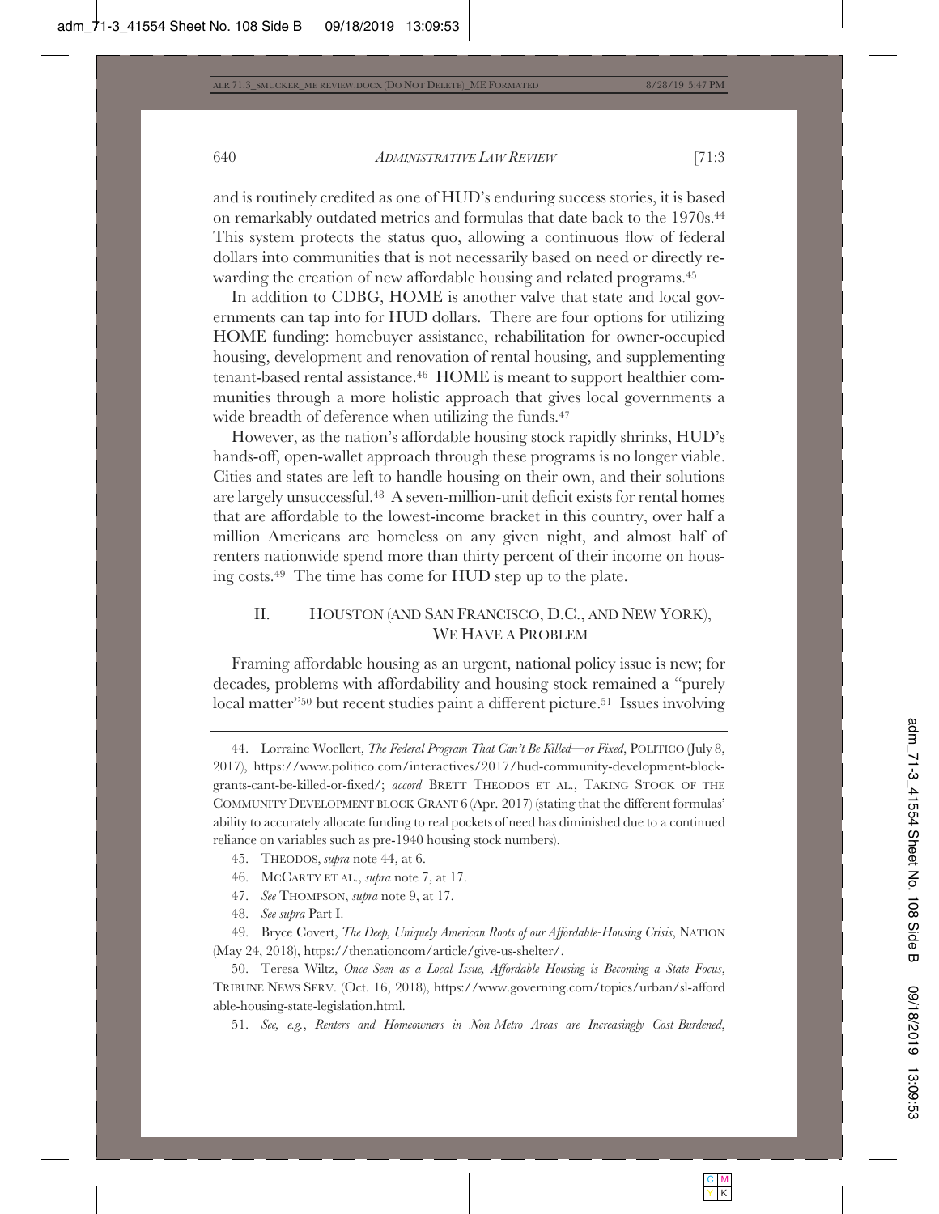and is routinely credited as one of HUD's enduring success stories, it is based on remarkably outdated metrics and formulas that date back to the 1970s.[44] This system protects the status quo, allowing a continuous flow of federal dollars into communities that is not necessarily based on need or directly rewarding the creation of new affordable housing and related programs.[45]

In addition to CDBG, HOME is another valve that state and local governments can tap into for HUD dollars. There are four options for utilizing HOME funding: homebuyer assistance, rehabilitation for owner-occupied housing, development and renovation of rental housing, and supplementing tenant-based rental assistance.[46] HOME is meant to support healthier communities through a more holistic approach that gives local governments a wide breadth of deference when utilizing the funds.[47]

However, as the nation's affordable housing stock rapidly shrinks, HUD's hands-off, open-wallet approach through these programs is no longer viable. Cities and states are left to handle housing on their own, and their solutions are largely unsuccessful.[48] A seven-million-unit deficit exists for rental homes that are affordable to the lowest-income bracket in this country, over half a million Americans are homeless on any given night, and almost half of renters nationwide spend more than thirty percent of their income on housing costs.[49] The time has come for HUD step up to the plate.

## II. HOUSTON (AND SAN FRANCISCO, D.C., AND NEW YORK), WE HAVE A PROBLEM

Framing affordable housing as an urgent, national policy issue is new; for decades, problems with affordability and housing stock remained a "purely local matter"[50] but recent studies paint a different picture.[51] Issues involving

---

44. Lorraine Woellert, *The Federal Program That Can't Be Killed—or Fixed*, POLITICO (July 8, 2017), https://www.politico.com/interactives/2017/hud-community-development-block-grants-cant-be-killed-or-fixed/; *accord* BRETT THEODOS ET AL., TAKING STOCK OF THE COMMUNITY DEVELOPMENT BLOCK GRANT 6 (Apr. 2017) (stating that the different formulas' ability to accurately allocate funding to real pockets of need has diminished due to a continued reliance on variables such as pre-1940 housing stock numbers).

45. THEODOS, *supra* note 44, at 6.

46. MCCARTY ET AL., *supra* note 7, at 17.

47. *See* THOMPSON, *supra* note 9, at 17.

48. *See supra* Part I.

49. Bryce Covert, *The Deep, Uniquely American Roots of our Affordable-Housing Crisis*, NATION (May 24, 2018), https://thenationcom/article/give-us-shelter/.

50. Teresa Wiltz, *Once Seen as a Local Issue, Affordable Housing is Becoming a State Focus*, TRIBUNE NEWS SERV. (Oct. 16, 2018), https://www.governing.com/topics/urban/sl-affordable-housing-state-legislation.html.

51. *See, e.g.*, *Renters and Homeowners in Non-Metro Areas are Increasingly Cost-Burdened*,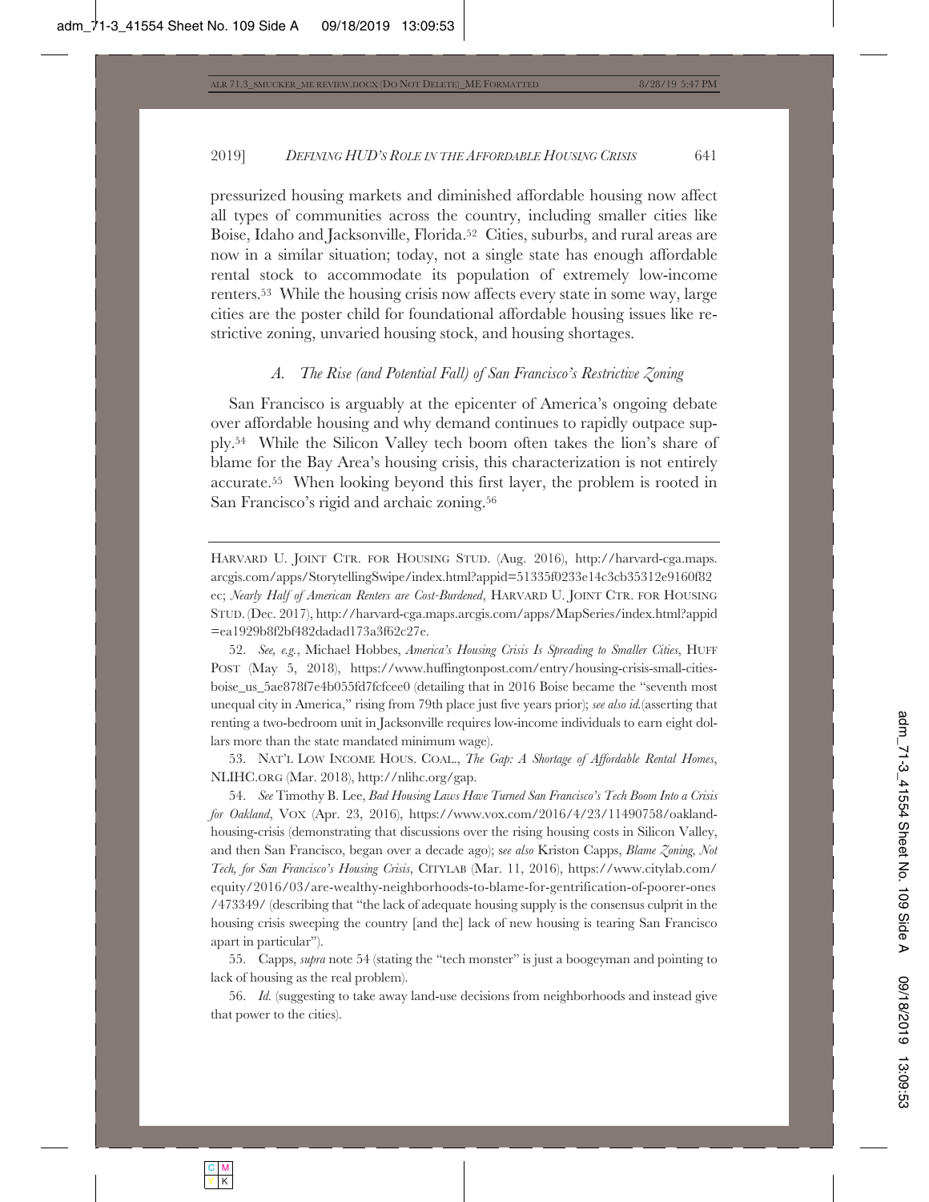pressurized housing markets and diminished affordable housing now affect all types of communities across the country, including smaller cities like Boise, Idaho and Jacksonville, Florida.[52] Cities, suburbs, and rural areas are now in a similar situation; today, not a single state has enough affordable rental stock to accommodate its population of extremely low-income renters.[53] While the housing crisis now affects every state in some way, large cities are the poster child for foundational affordable housing issues like restrictive zoning, unvaried housing stock, and housing shortages.

### *A. The Rise (and Potential Fall) of San Francisco's Restrictive Zoning*

San Francisco is arguably at the epicenter of America's ongoing debate over affordable housing and why demand continues to rapidly outpace supply.[54] While the Silicon Valley tech boom often takes the lion's share of blame for the Bay Area's housing crisis, this characterization is not entirely accurate.[55] When looking beyond this first layer, the problem is rooted in San Francisco's rigid and archaic zoning.[56]

---

HARVARD U. JOINT CTR. FOR HOUSING STUD. (Aug. 2016), http://harvard-cga.maps.arcgis.com/apps/StorytellingSwipe/index.html?appid=51335f0233e14c3cb35312e9160f82ec; *Nearly Half of American Renters are Cost-Burdened*, HARVARD U. JOINT CTR. FOR HOUSING STUD. (Dec. 2017), http://harvard-cga.maps.arcgis.com/apps/MapSeries/index.html?appid=ea1929b8f2bf482dadad173a3f62c27e.

52. *See, e.g.*, Michael Hobbes, *America's Housing Crisis Is Spreading to Smaller Cities*, HUFF POST (May 5, 2018), https://www.huffingtonpost.com/entry/housing-crisis-small-cities-boise_us_5ae878f7e4b055fd7fcfcee0 (detailing that in 2016 Boise became the "seventh most unequal city in America," rising from 79th place just five years prior); *see also id.* (asserting that renting a two-bedroom unit in Jacksonville requires low-income individuals to earn eight dollars more than the state mandated minimum wage).

53. NAT'L LOW INCOME HOUS. COAL., *The Gap: A Shortage of Affordable Rental Homes*, NLIHC.ORG (Mar. 2018), http://nlihc.org/gap.

54. *See* Timothy B. Lee, *Bad Housing Laws Have Turned San Francisco's Tech Boom Into a Crisis for Oakland*, VOX (Apr. 23, 2016), https://www.vox.com/2016/4/23/11490758/oakland-housing-crisis (demonstrating that discussions over the rising housing costs in Silicon Valley, and then San Francisco, began over a decade ago); *see also* Kriston Capps, *Blame Zoning, Not Tech, for San Francisco's Housing Crisis*, CITYLAB (Mar. 11, 2016), https://www.citylab.com/equity/2016/03/are-wealthy-neighborhoods-to-blame-for-gentrification-of-poorer-ones/473349/ (describing that "the lack of adequate housing supply is the consensus culprit in the housing crisis sweeping the country [and the] lack of new housing is tearing San Francisco apart in particular").

55. Capps, *supra* note 54 (stating the "tech monster" is just a boogeyman and pointing to lack of housing as the real problem).

56. *Id.* (suggesting to take away land-use decisions from neighborhoods and instead give that power to the cities).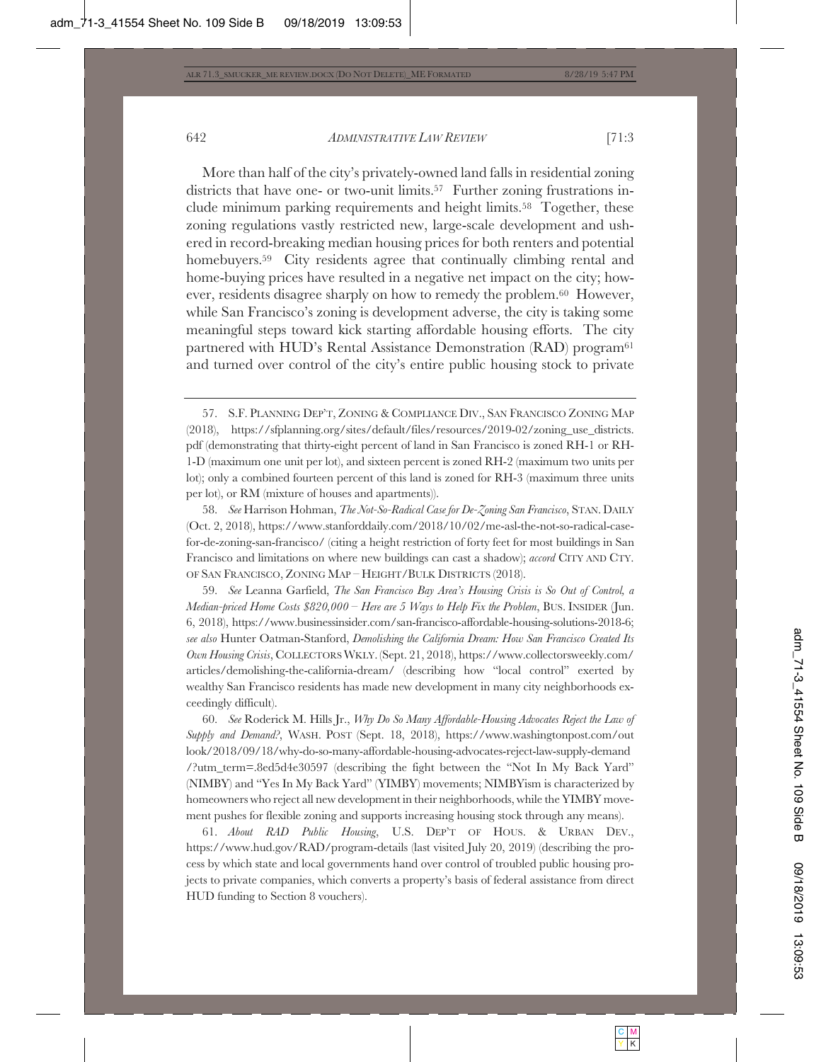More than half of the city's privately-owned land falls in residential zoning districts that have one- or two-unit limits.[57] Further zoning frustrations include minimum parking requirements and height limits.[58] Together, these zoning regulations vastly restricted new, large-scale development and ushered in record-breaking median housing prices for both renters and potential homebuyers.[59] City residents agree that continually climbing rental and home-buying prices have resulted in a negative net impact on the city; however, residents disagree sharply on how to remedy the problem.[60] However, while San Francisco's zoning is development adverse, the city is taking some meaningful steps toward kick starting affordable housing efforts. The city partnered with HUD's Rental Assistance Demonstration (RAD) program[61] and turned over control of the city's entire public housing stock to private

---

57. S.F. PLANNING DEP'T, ZONING & COMPLIANCE DIV., SAN FRANCISCO ZONING MAP (2018), https://sfplanning.org/sites/default/files/resources/2019-02/zoning_use_districts.pdf (demonstrating that thirty-eight percent of land in San Francisco is zoned RH-1 or RH-1-D (maximum one unit per lot), and sixteen percent is zoned RH-2 (maximum two units per lot); only a combined fourteen percent of this land is zoned for RH-3 (maximum three units per lot), or RM (mixture of houses and apartments)).

58. *See* Harrison Hohman, *The Not-So-Radical Case for De-Zoning San Francisco*, STAN. DAILY (Oct. 2, 2018), https://www.stanforddaily.com/2018/10/02/me-asl-the-not-so-radical-case-for-de-zoning-san-francisco/ (citing a height restriction of forty feet for most buildings in San Francisco and limitations on where new buildings can cast a shadow); *accord* CITY AND CTY. OF SAN FRANCISCO, ZONING MAP – HEIGHT/BULK DISTRICTS (2018).

59. *See* Leanna Garfield, *The San Francisco Bay Area's Housing Crisis is So Out of Control, a Median-priced Home Costs $820,000 – Here are 5 Ways to Help Fix the Problem*, BUS. INSIDER (Jun. 6, 2018), https://www.businessinsider.com/san-francisco-affordable-housing-solutions-2018-6; *see also* Hunter Oatman-Stanford, *Demolishing the California Dream: How San Francisco Created Its Own Housing Crisis*, COLLECTORS WKLY. (Sept. 21, 2018), https://www.collectorsweekly.com/articles/demolishing-the-california-dream/ (describing how "local control" exerted by wealthy San Francisco residents has made new development in many city neighborhoods exceedingly difficult).

60. *See* Roderick M. Hills Jr., *Why Do So Many Affordable-Housing Advocates Reject the Law of Supply and Demand?*, WASH. POST (Sept. 18, 2018), https://www.washingtonpost.com/outlook/2018/09/18/why-do-so-many-affordable-housing-advocates-reject-law-supply-demand/?utm_term=.8ed5d4e30597 (describing the fight between the "Not In My Back Yard" (NIMBY) and "Yes In My Back Yard" (YIMBY) movements; NIMBYism is characterized by homeowners who reject all new development in their neighborhoods, while the YIMBY movement pushes for flexible zoning and supports increasing housing stock through any means).

61. *About RAD Public Housing*, U.S. DEP'T OF HOUS. & URBAN DEV., https://www.hud.gov/RAD/program-details (last visited July 20, 2019) (describing the process by which state and local governments hand over control of troubled public housing projects to private companies, which converts a property's basis of federal assistance from direct HUD funding to Section 8 vouchers).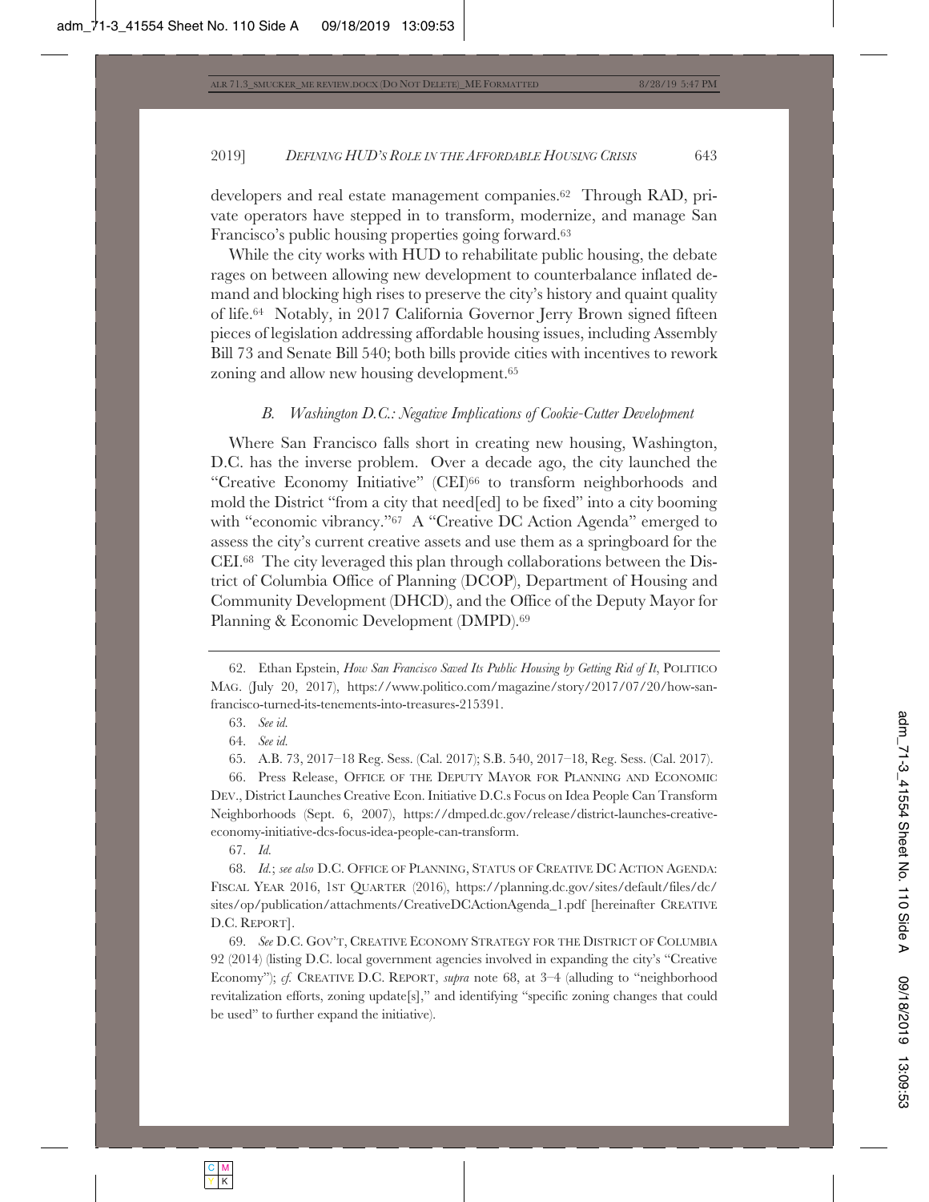developers and real estate management companies.[62] Through RAD, private operators have stepped in to transform, modernize, and manage San Francisco's public housing properties going forward.[63]

While the city works with HUD to rehabilitate public housing, the debate rages on between allowing new development to counterbalance inflated demand and blocking high rises to preserve the city's history and quaint quality of life.[64] Notably, in 2017 California Governor Jerry Brown signed fifteen pieces of legislation addressing affordable housing issues, including Assembly Bill 73 and Senate Bill 540; both bills provide cities with incentives to rework zoning and allow new housing development.[65]

### *B. Washington D.C.: Negative Implications of Cookie-Cutter Development*

Where San Francisco falls short in creating new housing, Washington, D.C. has the inverse problem. Over a decade ago, the city launched the "Creative Economy Initiative" (CEI)[66] to transform neighborhoods and mold the District "from a city that need[ed] to be fixed" into a city booming with "economic vibrancy."[67] A "Creative DC Action Agenda" emerged to assess the city's current creative assets and use them as a springboard for the CEI.[68] The city leveraged this plan through collaborations between the District of Columbia Office of Planning (DCOP), Department of Housing and Community Development (DHCD), and the Office of the Deputy Mayor for Planning & Economic Development (DMPD).[69]

---

62. Ethan Epstein, *How San Francisco Saved Its Public Housing by Getting Rid of It*, POLITICO MAG. (July 20, 2017), https://www.politico.com/magazine/story/2017/07/20/how-san-francisco-turned-its-tenements-into-treasures-215391.

63. *See id.*

64. *See id.*

65. A.B. 73, 2017–18 Reg. Sess. (Cal. 2017); S.B. 540, 2017–18, Reg. Sess. (Cal. 2017).

66. Press Release, OFFICE OF THE DEPUTY MAYOR FOR PLANNING AND ECONOMIC DEV., District Launches Creative Econ. Initiative D.C.s Focus on Idea People Can Transform Neighborhoods (Sept. 6, 2007), https://dmped.dc.gov/release/district-launches-creative-economy-initiative-dcs-focus-idea-people-can-transform.

67. *Id.*

68. *Id.*; *see also* D.C. OFFICE OF PLANNING, STATUS OF CREATIVE DC ACTION AGENDA: FISCAL YEAR 2016, 1ST QUARTER (2016), https://planning.dc.gov/sites/default/files/dc/sites/op/publication/attachments/CreativeDCActionAgenda_1.pdf [hereinafter CREATIVE D.C. REPORT].

69. *See* D.C. GOV'T, CREATIVE ECONOMY STRATEGY FOR THE DISTRICT OF COLUMBIA 92 (2014) (listing D.C. local government agencies involved in expanding the city's "Creative Economy"); *cf.* CREATIVE D.C. REPORT, *supra* note 68, at 3–4 (alluding to "neighborhood revitalization efforts, zoning update[s]," and identifying "specific zoning changes that could be used" to further expand the initiative).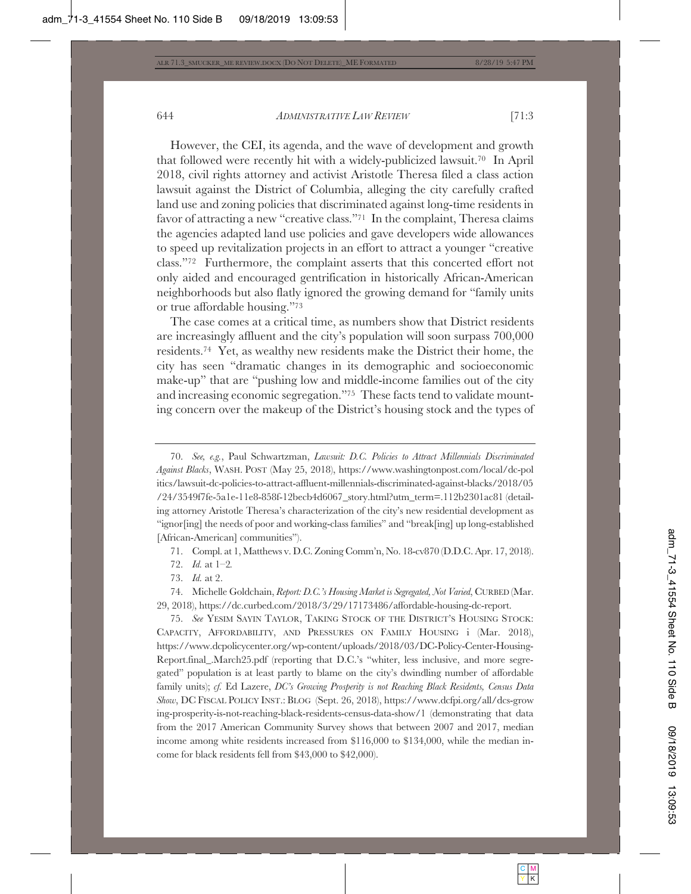However, the CEI, its agenda, and the wave of development and growth that followed were recently hit with a widely-publicized lawsuit.[70] In April 2018, civil rights attorney and activist Aristotle Theresa filed a class action lawsuit against the District of Columbia, alleging the city carefully crafted land use and zoning policies that discriminated against long-time residents in favor of attracting a new "creative class."[71] In the complaint, Theresa claims the agencies adapted land use policies and gave developers wide allowances to speed up revitalization projects in an effort to attract a younger "creative class."[72] Furthermore, the complaint asserts that this concerted effort not only aided and encouraged gentrification in historically African-American neighborhoods but also flatly ignored the growing demand for "family units or true affordable housing."[73]

The case comes at a critical time, as numbers show that District residents are increasingly affluent and the city's population will soon surpass 700,000 residents.[74] Yet, as wealthy new residents make the District their home, the city has seen "dramatic changes in its demographic and socioeconomic make-up" that are "pushing low and middle-income families out of the city and increasing economic segregation."[75] These facts tend to validate mounting concern over the makeup of the District's housing stock and the types of

---

70. *See, e.g.*, Paul Schwartzman, *Lawsuit: D.C. Policies to Attract Millennials Discriminated Against Blacks*, WASH. POST (May 25, 2018), https://www.washingtonpost.com/local/dc-politics/lawsuit-dc-policies-to-attract-affluent-millennials-discriminated-against-blacks/2018/05/24/3549f7fe-5a1e-11e8-858f-12becb4d6067_story.html?utm_term=.112b2301ac81 (detailing attorney Aristotle Theresa's characterization of the city's new residential development as "ignor[ing] the needs of poor and working-class families" and "break[ing] up long-established [African-American] communities").

71. Compl. at 1, Matthews v. D.C. Zoning Comm'n, No. 18-cv870 (D.D.C. Apr. 17, 2018).

72. *Id.* at 1–2.

73. *Id.* at 2.

74. Michelle Goldchain, *Report: D.C.'s Housing Market is Segregated, Not Varied*, CURBED (Mar. 29, 2018), https://dc.curbed.com/2018/3/29/17173486/affordable-housing-dc-report.

75. *See* YESIM SAYIN TAYLOR, TAKING STOCK OF THE DISTRICT'S HOUSING STOCK: CAPACITY, AFFORDABILITY, AND PRESSURES ON FAMILY HOUSING i (Mar. 2018), https://www.dcpolicycenter.org/wp-content/uploads/2018/03/DC-Policy-Center-Housing-Report.final_.March25.pdf (reporting that D.C.'s "whiter, less inclusive, and more segregated" population is at least partly to blame on the city's dwindling number of affordable family units); *cf.* Ed Lazere, *DC's Growing Prosperity is not Reaching Black Residents, Census Data Show*, DC FISCAL POLICY INST.: BLOG (Sept. 26, 2018), https://www.dcfpi.org/all/dcs-growing-prosperity-is-not-reaching-black-residents-census-data-show/1 (demonstrating that data from the 2017 American Community Survey shows that between 2007 and 2017, median income among white residents increased from $116,000 to $134,000, while the median income for black residents fell from $43,000 to $42,000).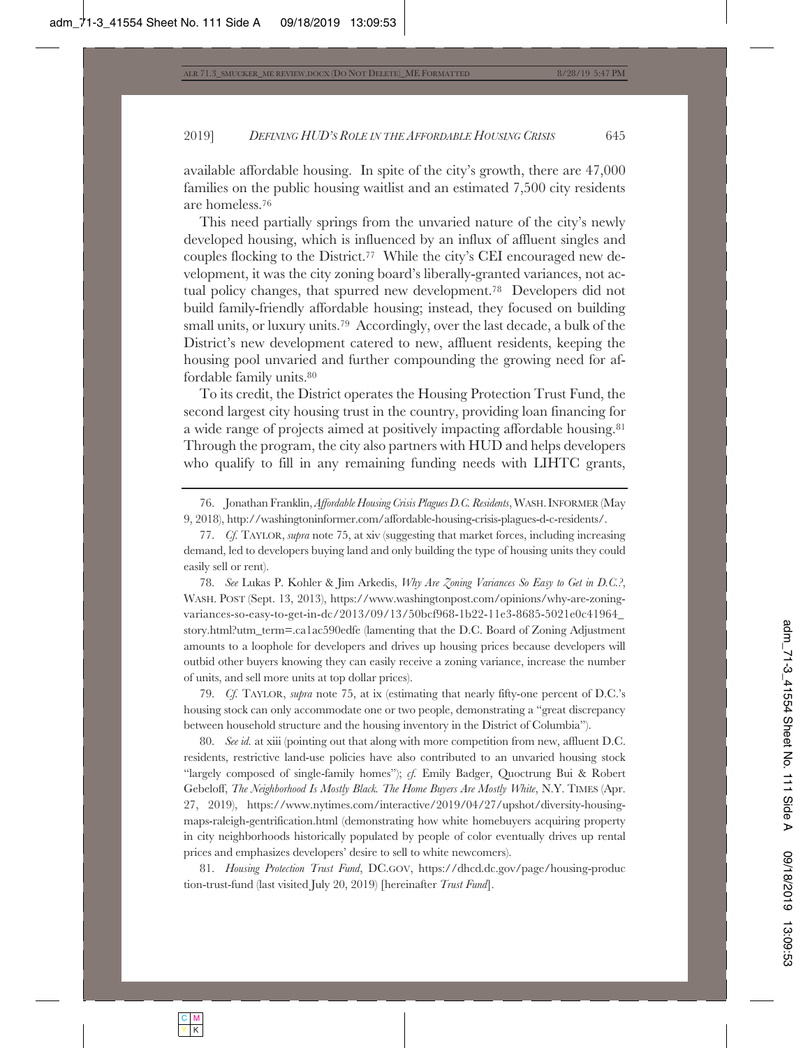available affordable housing. In spite of the city's growth, there are 47,000 families on the public housing waitlist and an estimated 7,500 city residents are homeless.[76]

This need partially springs from the unvaried nature of the city's newly developed housing, which is influenced by an influx of affluent singles and couples flocking to the District.[77] While the city's CEI encouraged new development, it was the city zoning board's liberally-granted variances, not actual policy changes, that spurred new development.[78] Developers did not build family-friendly affordable housing; instead, they focused on building small units, or luxury units.[79] Accordingly, over the last decade, a bulk of the District's new development catered to new, affluent residents, keeping the housing pool unvaried and further compounding the growing need for affordable family units.[80]

To its credit, the District operates the Housing Protection Trust Fund, the second largest city housing trust in the country, providing loan financing for a wide range of projects aimed at positively impacting affordable housing.[81] Through the program, the city also partners with HUD and helps developers who qualify to fill in any remaining funding needs with LIHTC grants,

---

76. Jonathan Franklin, *Affordable Housing Crisis Plagues D.C. Residents*, WASH. INFORMER (May 9, 2018), http://washingtoninformer.com/affordable-housing-crisis-plagues-d-c-residents/.

77. *Cf.* TAYLOR, *supra* note 75, at xiv (suggesting that market forces, including increasing demand, led to developers buying land and only building the type of housing units they could easily sell or rent).

78. *See* Lukas P. Kohler & Jim Arkedis, *Why Are Zoning Variances So Easy to Get in D.C.?*, WASH. POST (Sept. 13, 2013), https://www.washingtonpost.com/opinions/why-are-zoning-variances-so-easy-to-get-in-dc/2013/09/13/50bcf968-1b22-11e3-8685-5021e0c41964_story.html?utm_term=.ca1ac590edfe (lamenting that the D.C. Board of Zoning Adjustment amounts to a loophole for developers and drives up housing prices because developers will outbid other buyers knowing they can easily receive a zoning variance, increase the number of units, and sell more units at top dollar prices).

79. *Cf.* TAYLOR, *supra* note 75, at ix (estimating that nearly fifty-one percent of D.C.'s housing stock can only accommodate one or two people, demonstrating a "great discrepancy between household structure and the housing inventory in the District of Columbia").

80. *See id.* at xiii (pointing out that along with more competition from new, affluent D.C. residents, restrictive land-use policies have also contributed to an unvaried housing stock "largely composed of single-family homes"); *cf.* Emily Badger, Quoctrung Bui & Robert Gebeloff, *The Neighborhood Is Mostly Black. The Home Buyers Are Mostly White*, N.Y. TIMES (Apr. 27, 2019), https://www.nytimes.com/interactive/2019/04/27/upshot/diversity-housing-maps-raleigh-gentrification.html (demonstrating how white homebuyers acquiring property in city neighborhoods historically populated by people of color eventually drives up rental prices and emphasizes developers' desire to sell to white newcomers).

81. *Housing Protection Trust Fund*, DC.GOV, https://dhcd.dc.gov/page/housing-production-trust-fund (last visited July 20, 2019) [hereinafter *Trust Fund*].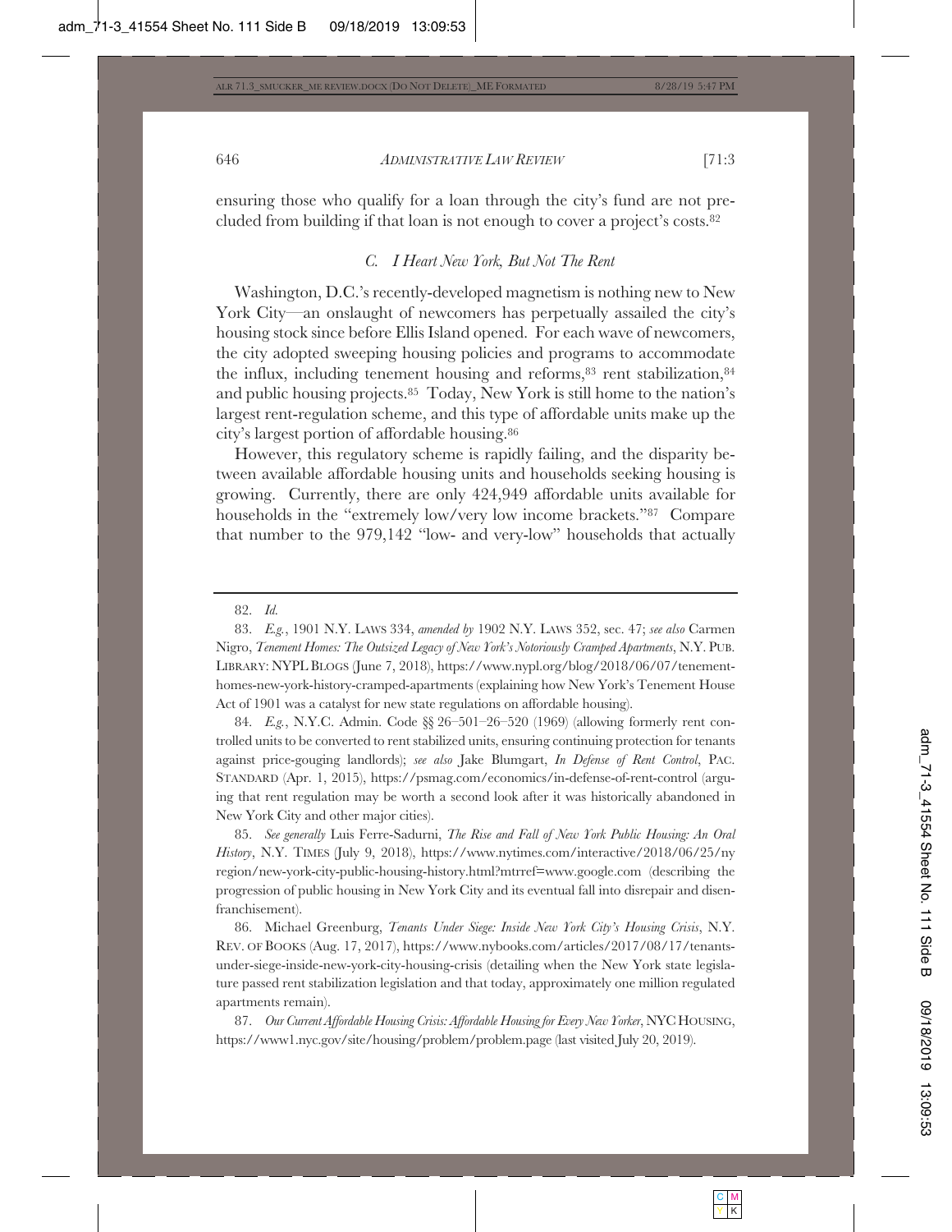ensuring those who qualify for a loan through the city's fund are not precluded from building if that loan is not enough to cover a project's costs.[82]

### *C. I Heart New York, But Not The Rent*

Washington, D.C.'s recently-developed magnetism is nothing new to New York City—an onslaught of newcomers has perpetually assailed the city's housing stock since before Ellis Island opened. For each wave of newcomers, the city adopted sweeping housing policies and programs to accommodate the influx, including tenement housing and reforms,[83] rent stabilization,[84] and public housing projects.[85] Today, New York is still home to the nation's largest rent-regulation scheme, and this type of affordable units make up the city's largest portion of affordable housing.[86]

However, this regulatory scheme is rapidly failing, and the disparity between available affordable housing units and households seeking housing is growing. Currently, there are only 424,949 affordable units available for households in the "extremely low/very low income brackets."[87] Compare that number to the 979,142 "low- and very-low" households that actually

---

82. *Id.*

83. *E.g.*, 1901 N.Y. LAWS 334, *amended by* 1902 N.Y. LAWS 352, sec. 47; *see also* Carmen Nigro, *Tenement Homes: The Outsized Legacy of New York's Notoriously Cramped Apartments*, N.Y. PUB. LIBRARY: NYPL BLOGS (June 7, 2018), https://www.nypl.org/blog/2018/06/07/tenement-homes-new-york-history-cramped-apartments (explaining how New York's Tenement House Act of 1901 was a catalyst for new state regulations on affordable housing).

84. *E.g.*, N.Y.C. Admin. Code §§ 26–501–26–520 (1969) (allowing formerly rent controlled units to be converted to rent stabilized units, ensuring continuing protection for tenants against price-gouging landlords); *see also* Jake Blumgart, *In Defense of Rent Control*, PAC. STANDARD (Apr. 1, 2015), https://psmag.com/economics/in-defense-of-rent-control (arguing that rent regulation may be worth a second look after it was historically abandoned in New York City and other major cities).

85. *See generally* Luis Ferre-Sadurni, *The Rise and Fall of New York Public Housing: An Oral History*, N.Y. TIMES (July 9, 2018), https://www.nytimes.com/interactive/2018/06/25/nyregion/new-york-city-public-housing-history.html?mtrref=www.google.com (describing the progression of public housing in New York City and its eventual fall into disrepair and disenfranchisement).

86. Michael Greenburg, *Tenants Under Siege: Inside New York City's Housing Crisis*, N.Y. REV. OF BOOKS (Aug. 17, 2017), https://www.nybooks.com/articles/2017/08/17/tenants-under-siege-inside-new-york-city-housing-crisis (detailing when the New York state legislature passed rent stabilization legislation and that today, approximately one million regulated apartments remain).

87. *Our Current Affordable Housing Crisis: Affordable Housing for Every New Yorker*, NYC HOUSING, https://www1.nyc.gov/site/housing/problem/problem.page (last visited July 20, 2019).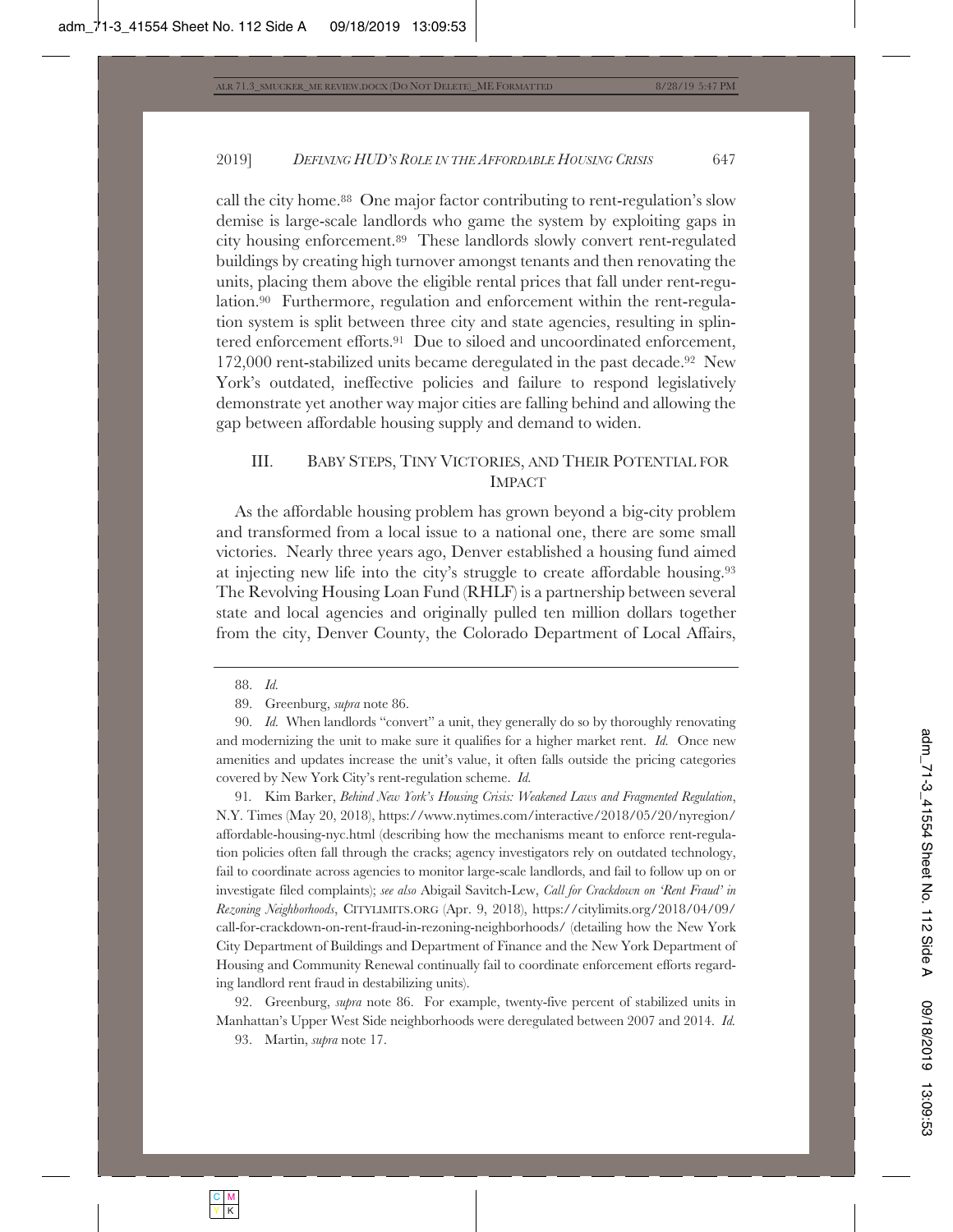call the city home.[88] One major factor contributing to rent-regulation's slow demise is large-scale landlords who game the system by exploiting gaps in city housing enforcement.[89] These landlords slowly convert rent-regulated buildings by creating high turnover amongst tenants and then renovating the units, placing them above the eligible rental prices that fall under rent-regulation.[90] Furthermore, regulation and enforcement within the rent-regulation system is split between three city and state agencies, resulting in splintered enforcement efforts.[91] Due to siloed and uncoordinated enforcement, 172,000 rent-stabilized units became deregulated in the past decade.[92] New York's outdated, ineffective policies and failure to respond legislatively demonstrate yet another way major cities are falling behind and allowing the gap between affordable housing supply and demand to widen.

## III. BABY STEPS, TINY VICTORIES, AND THEIR POTENTIAL FOR IMPACT

As the affordable housing problem has grown beyond a big-city problem and transformed from a local issue to a national one, there are some small victories. Nearly three years ago, Denver established a housing fund aimed at injecting new life into the city's struggle to create affordable housing.[93] The Revolving Housing Loan Fund (RHLF) is a partnership between several state and local agencies and originally pulled ten million dollars together from the city, Denver County, the Colorado Department of Local Affairs,

---

88. *Id.*

89. Greenburg, *supra* note 86.

90. *Id.* When landlords "convert" a unit, they generally do so by thoroughly renovating and modernizing the unit to make sure it qualifies for a higher market rent. *Id.* Once new amenities and updates increase the unit's value, it often falls outside the pricing categories covered by New York City's rent-regulation scheme. *Id.*

91. Kim Barker, *Behind New York's Housing Crisis: Weakened Laws and Fragmented Regulation*, N.Y. Times (May 20, 2018), https://www.nytimes.com/interactive/2018/05/20/nyregion/affordable-housing-nyc.html (describing how the mechanisms meant to enforce rent-regulation policies often fall through the cracks; agency investigators rely on outdated technology, fail to coordinate across agencies to monitor large-scale landlords, and fail to follow up on or investigate filed complaints); *see also* Abigail Savitch-Lew, *Call for Crackdown on 'Rent Fraud' in Rezoning Neighborhoods*, CITYLIMITS.ORG (Apr. 9, 2018), https://citylimits.org/2018/04/09/call-for-crackdown-on-rent-fraud-in-rezoning-neighborhoods/ (detailing how the New York City Department of Buildings and Department of Finance and the New York Department of Housing and Community Renewal continually fail to coordinate enforcement efforts regarding landlord rent fraud in destabilizing units).

92. Greenburg, *supra* note 86. For example, twenty-five percent of stabilized units in Manhattan's Upper West Side neighborhoods were deregulated between 2007 and 2014. *Id.*

93. Martin, *supra* note 17.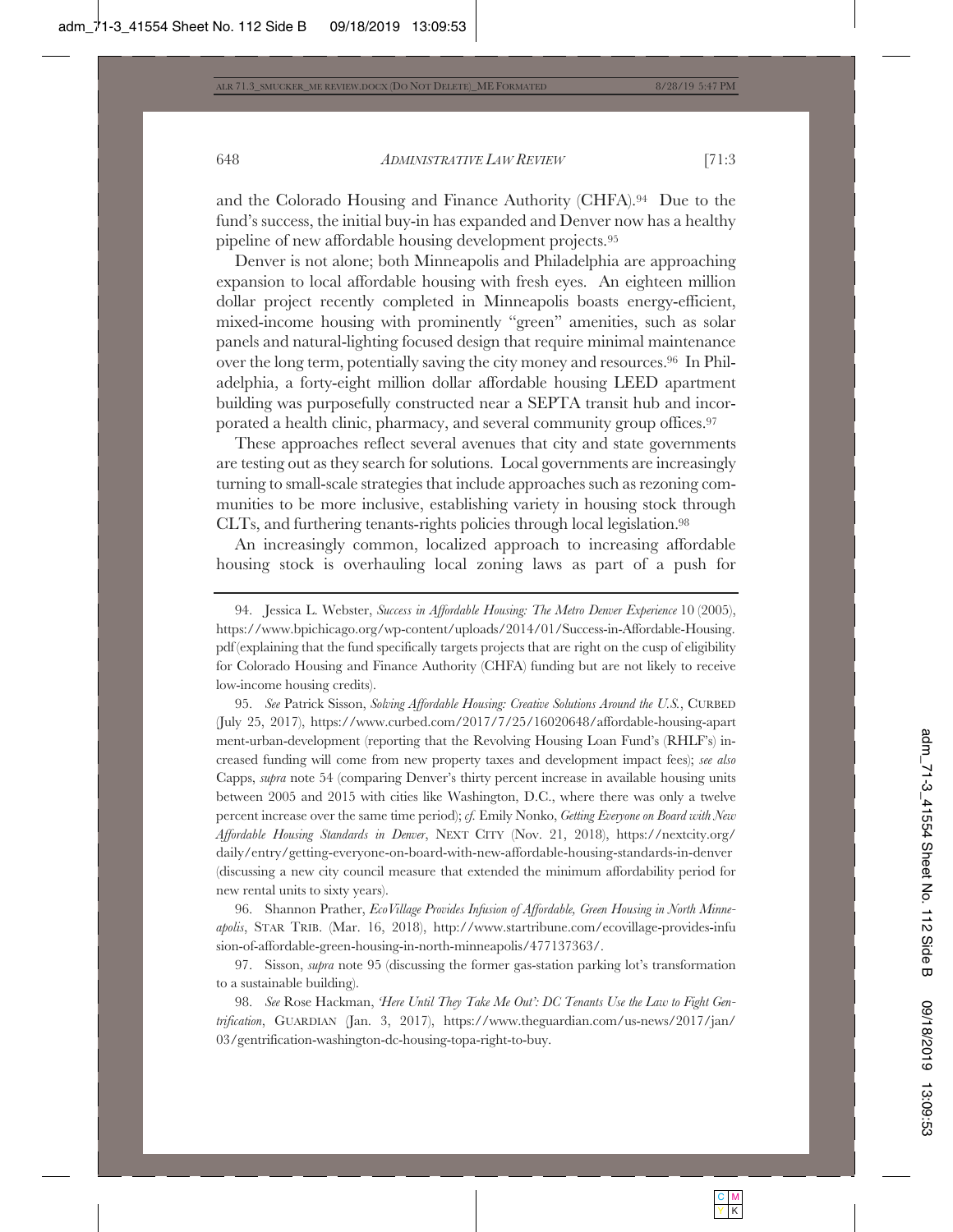and the Colorado Housing and Finance Authority (CHFA).[94] Due to the fund's success, the initial buy-in has expanded and Denver now has a healthy pipeline of new affordable housing development projects.[95]

Denver is not alone; both Minneapolis and Philadelphia are approaching expansion to local affordable housing with fresh eyes. An eighteen million dollar project recently completed in Minneapolis boasts energy-efficient, mixed-income housing with prominently "green" amenities, such as solar panels and natural-lighting focused design that require minimal maintenance over the long term, potentially saving the city money and resources.[96] In Philadelphia, a forty-eight million dollar affordable housing LEED apartment building was purposefully constructed near a SEPTA transit hub and incorporated a health clinic, pharmacy, and several community group offices.[97]

These approaches reflect several avenues that city and state governments are testing out as they search for solutions. Local governments are increasingly turning to small-scale strategies that include approaches such as rezoning communities to be more inclusive, establishing variety in housing stock through CLTs, and furthering tenants-rights policies through local legislation.[98]

An increasingly common, localized approach to increasing affordable housing stock is overhauling local zoning laws as part of a push for

---

94. Jessica L. Webster, *Success in Affordable Housing: The Metro Denver Experience* 10 (2005), https://www.bpichicago.org/wp-content/uploads/2014/01/Success-in-Affordable-Housing.pdf (explaining that the fund specifically targets projects that are right on the cusp of eligibility for Colorado Housing and Finance Authority (CHFA) funding but are not likely to receive low-income housing credits).

95. *See* Patrick Sisson, *Solving Affordable Housing: Creative Solutions Around the U.S.*, CURBED (July 25, 2017), https://www.curbed.com/2017/7/25/16020648/affordable-housing-apartment-urban-development (reporting that the Revolving Housing Loan Fund's (RHLF's) increased funding will come from new property taxes and development impact fees); *see also* Capps, *supra* note 54 (comparing Denver's thirty percent increase in available housing units between 2005 and 2015 with cities like Washington, D.C., where there was only a twelve percent increase over the same time period); *cf.* Emily Nonko, *Getting Everyone on Board with New Affordable Housing Standards in Denver*, NEXT CITY (Nov. 21, 2018), https://nextcity.org/daily/entry/getting-everyone-on-board-with-new-affordable-housing-standards-in-denver (discussing a new city council measure that extended the minimum affordability period for new rental units to sixty years).

96. Shannon Prather, *EcoVillage Provides Infusion of Affordable, Green Housing in North Minneapolis*, STAR TRIB. (Mar. 16, 2018), http://www.startribune.com/ecovillage-provides-infusion-of-affordable-green-housing-in-north-minneapolis/477137363/.

97. Sisson, *supra* note 95 (discussing the former gas-station parking lot's transformation to a sustainable building).

98. *See* Rose Hackman, *'Here Until They Take Me Out': DC Tenants Use the Law to Fight Gentrification*, GUARDIAN (Jan. 3, 2017), https://www.theguardian.com/us-news/2017/jan/03/gentrification-washington-dc-housing-topa-right-to-buy.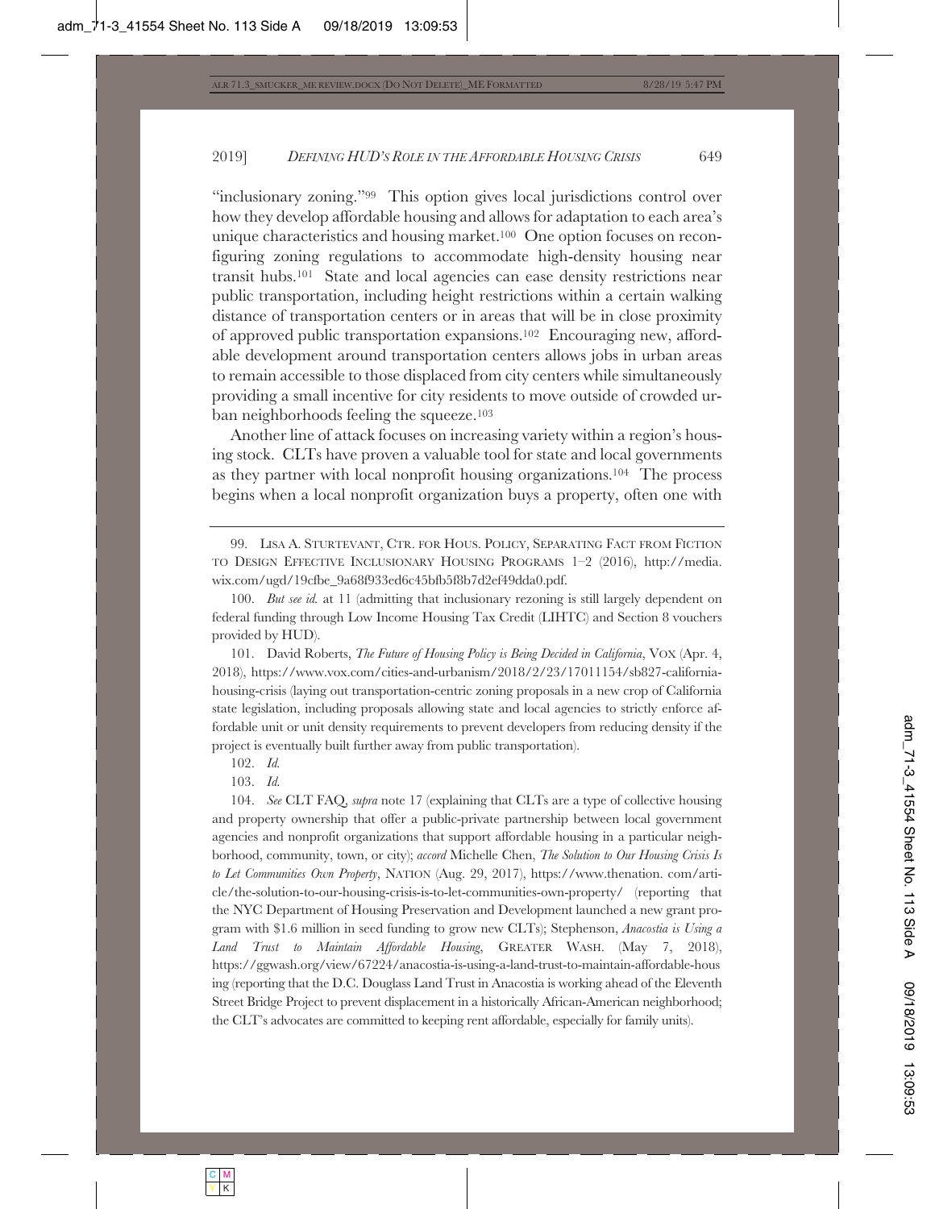"inclusionary zoning."[99] This option gives local jurisdictions control over how they develop affordable housing and allows for adaptation to each area's unique characteristics and housing market.[100] One option focuses on reconfiguring zoning regulations to accommodate high-density housing near transit hubs.[101] State and local agencies can ease density restrictions near public transportation, including height restrictions within a certain walking distance of transportation centers or in areas that will be in close proximity of approved public transportation expansions.[102] Encouraging new, affordable development around transportation centers allows jobs in urban areas to remain accessible to those displaced from city centers while simultaneously providing a small incentive for city residents to move outside of crowded urban neighborhoods feeling the squeeze.[103]

Another line of attack focuses on increasing variety within a region's housing stock. CLTs have proven a valuable tool for state and local governments as they partner with local nonprofit housing organizations.[104] The process begins when a local nonprofit organization buys a property, often one with

---

99. LISA A. STURTEVANT, CTR. FOR HOUS. POLICY, SEPARATING FACT FROM FICTION TO DESIGN EFFECTIVE INCLUSIONARY HOUSING PROGRAMS 1–2 (2016), http://media.wix.com/ugd/19cfbe_9a68f933ed6c45bfb5f8b7d2ef49dda0.pdf.

100. *But see id.* at 11 (admitting that inclusionary rezoning is still largely dependent on federal funding through Low Income Housing Tax Credit (LIHTC) and Section 8 vouchers provided by HUD).

101. David Roberts, *The Future of Housing Policy is Being Decided in California*, VOX (Apr. 4, 2018), https://www.vox.com/cities-and-urbanism/2018/2/23/17011154/sb827-california-housing-crisis (laying out transportation-centric zoning proposals in a new crop of California state legislation, including proposals allowing state and local agencies to strictly enforce affordable unit or unit density requirements to prevent developers from reducing density if the project is eventually built further away from public transportation).

102. *Id.*

103. *Id.*

104. *See* CLT FAQ, *supra* note 17 (explaining that CLTs are a type of collective housing and property ownership that offer a public-private partnership between local government agencies and nonprofit organizations that support affordable housing in a particular neighborhood, community, town, or city); *accord* Michelle Chen, *The Solution to Our Housing Crisis Is to Let Communities Own Property*, NATION (Aug. 29, 2017), https://www.thenation.com/article/the-solution-to-our-housing-crisis-is-to-let-communities-own-property/ (reporting that the NYC Department of Housing Preservation and Development launched a new grant program with $1.6 million in seed funding to grow new CLTs); Stephenson, *Anacostia is Using a Land Trust to Maintain Affordable Housing*, GREATER WASH. (May 7, 2018), https://ggwash.org/view/67224/anacostia-is-using-a-land-trust-to-maintain-affordable-housing (reporting that the D.C. Douglass Land Trust in Anacostia is working ahead of the Eleventh Street Bridge Project to prevent displacement in a historically African-American neighborhood; the CLT's advocates are committed to keeping rent affordable, especially for family units).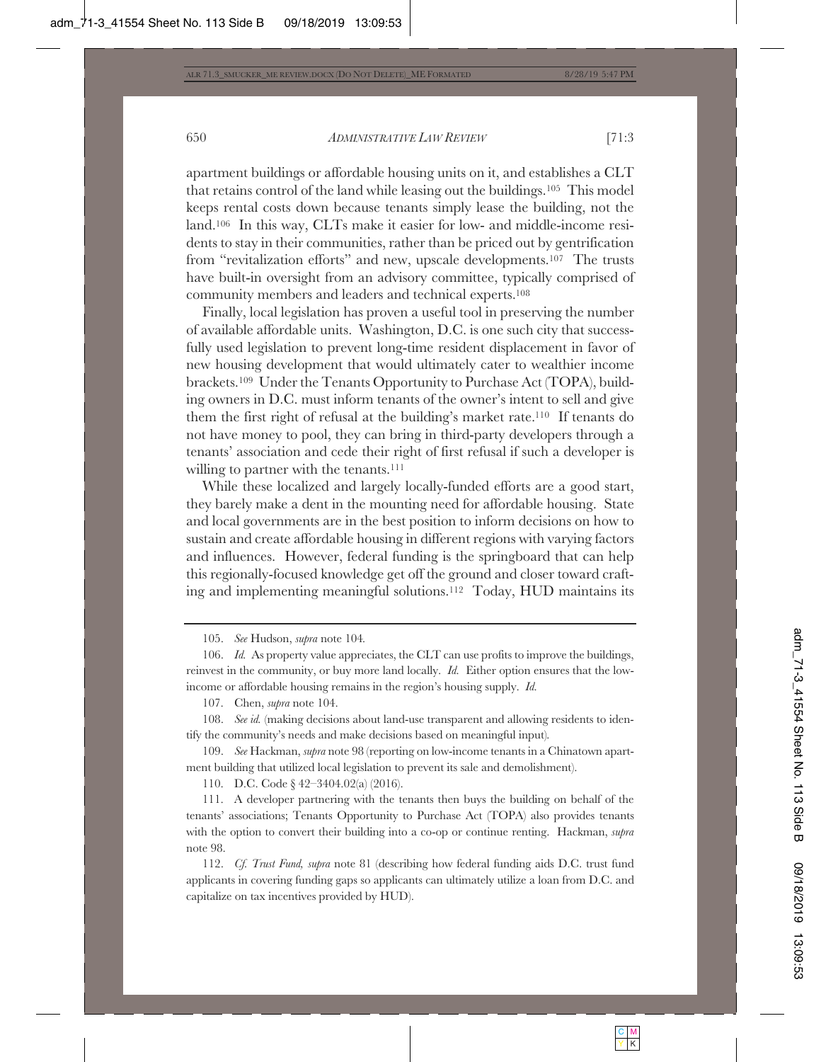apartment buildings or affordable housing units on it, and establishes a CLT that retains control of the land while leasing out the buildings.[105] This model keeps rental costs down because tenants simply lease the building, not the land.[106] In this way, CLTs make it easier for low- and middle-income residents to stay in their communities, rather than be priced out by gentrification from "revitalization efforts" and new, upscale developments.[107] The trusts have built-in oversight from an advisory committee, typically comprised of community members and leaders and technical experts.[108]

Finally, local legislation has proven a useful tool in preserving the number of available affordable units. Washington, D.C. is one such city that successfully used legislation to prevent long-time resident displacement in favor of new housing development that would ultimately cater to wealthier income brackets.[109] Under the Tenants Opportunity to Purchase Act (TOPA), building owners in D.C. must inform tenants of the owner's intent to sell and give them the first right of refusal at the building's market rate.[110] If tenants do not have money to pool, they can bring in third-party developers through a tenants' association and cede their right of first refusal if such a developer is willing to partner with the tenants.[111]

While these localized and largely locally-funded efforts are a good start, they barely make a dent in the mounting need for affordable housing. State and local governments are in the best position to inform decisions on how to sustain and create affordable housing in different regions with varying factors and influences. However, federal funding is the springboard that can help this regionally-focused knowledge get off the ground and closer toward crafting and implementing meaningful solutions.[112] Today, HUD maintains its

---

105. *See* Hudson, *supra* note 104.

106. *Id.* As property value appreciates, the CLT can use profits to improve the buildings, reinvest in the community, or buy more land locally. *Id.* Either option ensures that the low-income or affordable housing remains in the region's housing supply. *Id.*

107. Chen, *supra* note 104.

108. *See id.* (making decisions about land-use transparent and allowing residents to identify the community's needs and make decisions based on meaningful input).

109. *See* Hackman, *supra* note 98 (reporting on low-income tenants in a Chinatown apartment building that utilized local legislation to prevent its sale and demolishment).

110. D.C. Code § 42–3404.02(a) (2016).

111. A developer partnering with the tenants then buys the building on behalf of the tenants' associations; Tenants Opportunity to Purchase Act (TOPA) also provides tenants with the option to convert their building into a co-op or continue renting. Hackman, *supra* note 98.

112. *Cf. Trust Fund*, *supra* note 81 (describing how federal funding aids D.C. trust fund applicants in covering funding gaps so applicants can ultimately utilize a loan from D.C. and capitalize on tax incentives provided by HUD).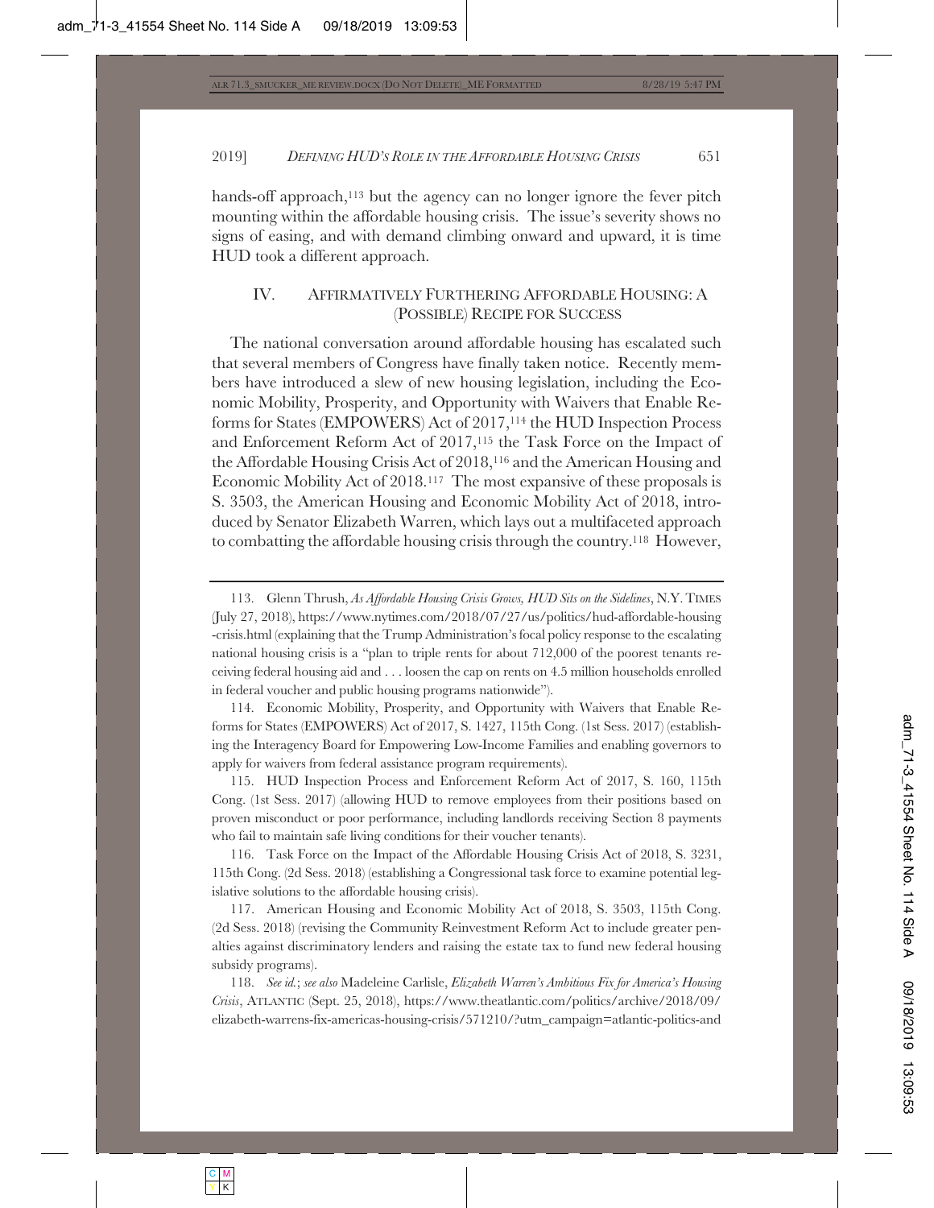hands-off approach,[113] but the agency can no longer ignore the fever pitch mounting within the affordable housing crisis. The issue's severity shows no signs of easing, and with demand climbing onward and upward, it is time HUD took a different approach.

## IV. AFFIRMATIVELY FURTHERING AFFORDABLE HOUSING: A (POSSIBLE) RECIPE FOR SUCCESS

The national conversation around affordable housing has escalated such that several members of Congress have finally taken notice. Recently members have introduced a slew of new housing legislation, including the Economic Mobility, Prosperity, and Opportunity with Waivers that Enable Reforms for States (EMPOWERS) Act of 2017,[114] the HUD Inspection Process and Enforcement Reform Act of 2017,[115] the Task Force on the Impact of the Affordable Housing Crisis Act of 2018,[116] and the American Housing and Economic Mobility Act of 2018.[117] The most expansive of these proposals is S. 3503, the American Housing and Economic Mobility Act of 2018, introduced by Senator Elizabeth Warren, which lays out a multifaceted approach to combatting the affordable housing crisis through the country.[118] However,

---

113. Glenn Thrush, *As Affordable Housing Crisis Grows, HUD Sits on the Sidelines*, N.Y. TIMES (July 27, 2018), https://www.nytimes.com/2018/07/27/us/politics/hud-affordable-housing-crisis.html (explaining that the Trump Administration's focal policy response to the escalating national housing crisis is a "plan to triple rents for about 712,000 of the poorest tenants receiving federal housing aid and . . . loosen the cap on rents on 4.5 million households enrolled in federal voucher and public housing programs nationwide").

114. Economic Mobility, Prosperity, and Opportunity with Waivers that Enable Reforms for States (EMPOWERS) Act of 2017, S. 1427, 115th Cong. (1st Sess. 2017) (establishing the Interagency Board for Empowering Low-Income Families and enabling governors to apply for waivers from federal assistance program requirements).

115. HUD Inspection Process and Enforcement Reform Act of 2017, S. 160, 115th Cong. (1st Sess. 2017) (allowing HUD to remove employees from their positions based on proven misconduct or poor performance, including landlords receiving Section 8 payments who fail to maintain safe living conditions for their voucher tenants).

116. Task Force on the Impact of the Affordable Housing Crisis Act of 2018, S. 3231, 115th Cong. (2d Sess. 2018) (establishing a Congressional task force to examine potential legislative solutions to the affordable housing crisis).

117. American Housing and Economic Mobility Act of 2018, S. 3503, 115th Cong. (2d Sess. 2018) (revising the Community Reinvestment Reform Act to include greater penalties against discriminatory lenders and raising the estate tax to fund new federal housing subsidy programs).

118. *See id.*; *see also* Madeleine Carlisle, *Elizabeth Warren's Ambitious Fix for America's Housing Crisis*, ATLANTIC (Sept. 25, 2018), https://www.theatlantic.com/politics/archive/2018/09/elizabeth-warrens-fix-americas-housing-crisis/571210/?utm_campaign=atlantic-politics-and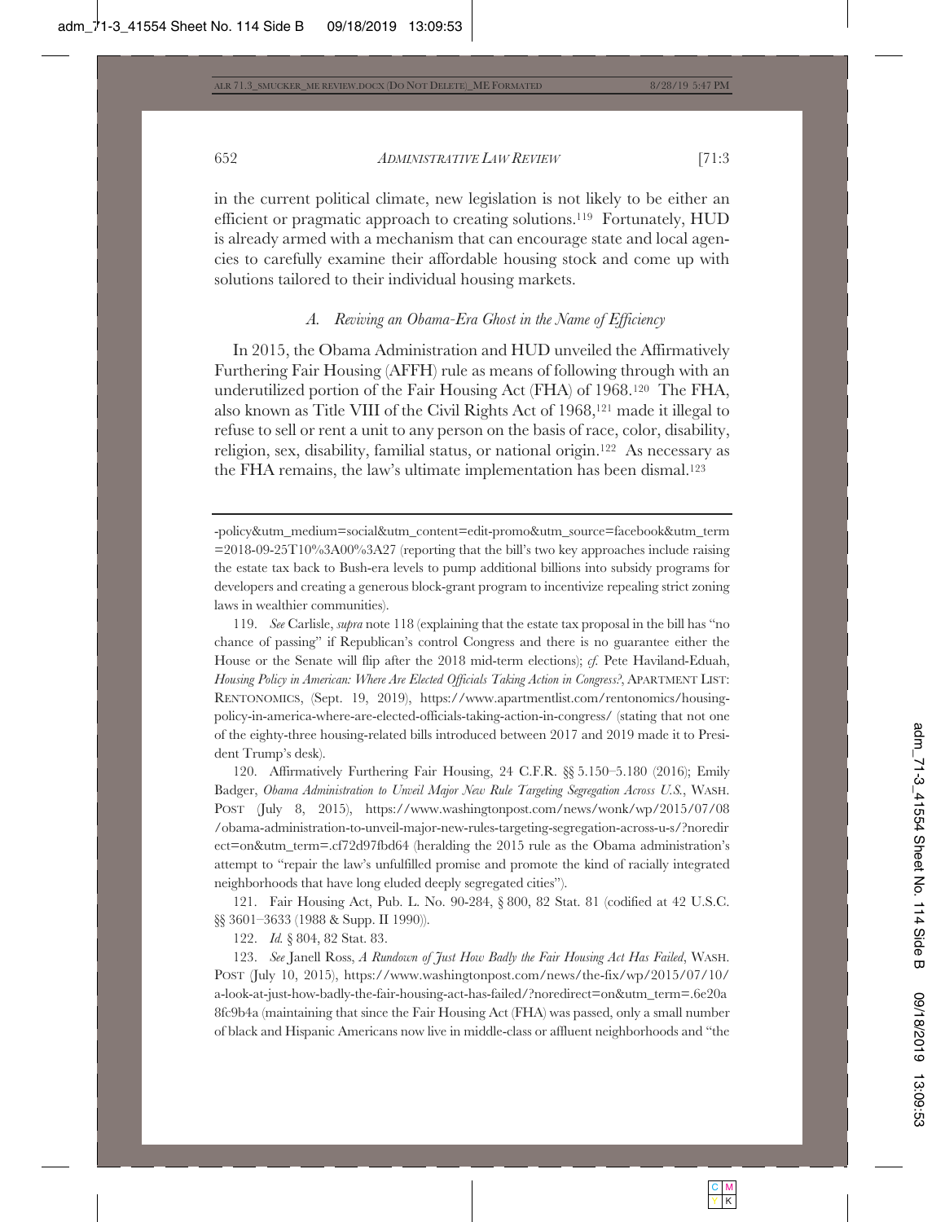in the current political climate, new legislation is not likely to be either an efficient or pragmatic approach to creating solutions.[119] Fortunately, HUD is already armed with a mechanism that can encourage state and local agencies to carefully examine their affordable housing stock and come up with solutions tailored to their individual housing markets.

### *A. Reviving an Obama-Era Ghost in the Name of Efficiency*

In 2015, the Obama Administration and HUD unveiled the Affirmatively Furthering Fair Housing (AFFH) rule as means of following through with an underutilized portion of the Fair Housing Act (FHA) of 1968.[120] The FHA, also known as Title VIII of the Civil Rights Act of 1968,[121] made it illegal to refuse to sell or rent a unit to any person on the basis of race, color, disability, religion, sex, disability, familial status, or national origin.[122] As necessary as the FHA remains, the law's ultimate implementation has been dismal.[123]

---

-policy&utm_medium=social&utm_content=edit-promo&utm_source=facebook&utm_term=2018-09-25T10%3A00%3A27 (reporting that the bill's two key approaches include raising the estate tax back to Bush-era levels to pump additional billions into subsidy programs for developers and creating a generous block-grant program to incentivize repealing strict zoning laws in wealthier communities).

119. *See* Carlisle, *supra* note 118 (explaining that the estate tax proposal in the bill has "no chance of passing" if Republican's control Congress and there is no guarantee either the House or the Senate will flip after the 2018 mid-term elections); *cf.* Pete Haviland-Eduah, *Housing Policy in American: Where Are Elected Officials Taking Action in Congress?*, APARTMENT LIST: RENTONOMICS, (Sept. 19, 2019), https://www.apartmentlist.com/rentonomics/housing-policy-in-america-where-are-elected-officials-taking-action-in-congress/ (stating that not one of the eighty-three housing-related bills introduced between 2017 and 2019 made it to President Trump's desk).

120. Affirmatively Furthering Fair Housing, 24 C.F.R. §§ 5.150–5.180 (2016); Emily Badger, *Obama Administration to Unveil Major New Rule Targeting Segregation Across U.S.*, WASH. POST (July 8, 2015), https://www.washingtonpost.com/news/wonk/wp/2015/07/08/obama-administration-to-unveil-major-new-rules-targeting-segregation-across-u-s/?noredirect=on&utm_term=.cf72d97fbd64 (heralding the 2015 rule as the Obama administration's attempt to "repair the law's unfulfilled promise and promote the kind of racially integrated neighborhoods that have long eluded deeply segregated cities").

121. Fair Housing Act, Pub. L. No. 90-284, § 800, 82 Stat. 81 (codified at 42 U.S.C. §§ 3601–3633 (1988 & Supp. II 1990)).

122. *Id.* § 804, 82 Stat. 83.

123. *See* Janell Ross, *A Rundown of Just How Badly the Fair Housing Act Has Failed*, WASH. POST (July 10, 2015), https://www.washingtonpost.com/news/the-fix/wp/2015/07/10/a-look-at-just-how-badly-the-fair-housing-act-has-failed/?noredirect=on&utm_term=.6e20a8fc9b4a (maintaining that since the Fair Housing Act (FHA) was passed, only a small number of black and Hispanic Americans now live in middle-class or affluent neighborhoods and "the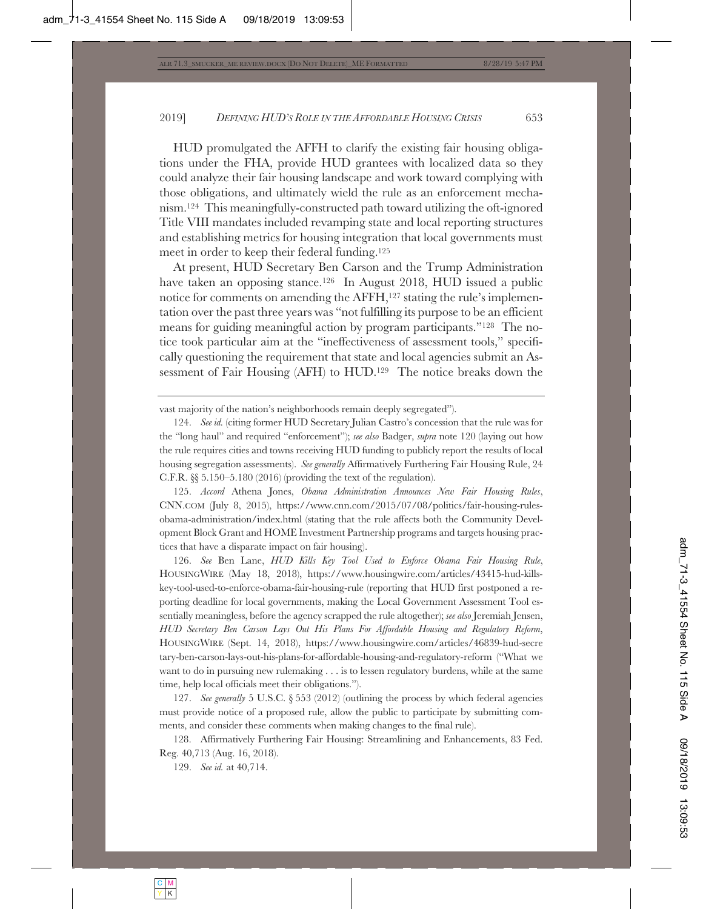HUD promulgated the AFFH to clarify the existing fair housing obligations under the FHA, provide HUD grantees with localized data so they could analyze their fair housing landscape and work toward complying with those obligations, and ultimately wield the rule as an enforcement mechanism.[124] This meaningfully-constructed path toward utilizing the oft-ignored Title VIII mandates included revamping state and local reporting structures and establishing metrics for housing integration that local governments must meet in order to keep their federal funding.[125]

At present, HUD Secretary Ben Carson and the Trump Administration have taken an opposing stance.[126] In August 2018, HUD issued a public notice for comments on amending the AFFH,[127] stating the rule's implementation over the past three years was "not fulfilling its purpose to be an efficient means for guiding meaningful action by program participants."[128] The notice took particular aim at the "ineffectiveness of assessment tools," specifically questioning the requirement that state and local agencies submit an Assessment of Fair Housing (AFH) to HUD.[129] The notice breaks down the

---

vast majority of the nation's neighborhoods remain deeply segregated").

124. *See id.* (citing former HUD Secretary Julian Castro's concession that the rule was for the "long haul" and required "enforcement"); *see also* Badger, *supra* note 120 (laying out how the rule requires cities and towns receiving HUD funding to publicly report the results of local housing segregation assessments). *See generally* Affirmatively Furthering Fair Housing Rule, 24 C.F.R. §§ 5.150–5.180 (2016) (providing the text of the regulation).

125. *Accord* Athena Jones, *Obama Administration Announces New Fair Housing Rules*, CNN.COM (July 8, 2015), https://www.cnn.com/2015/07/08/politics/fair-housing-rules-obama-administration/index.html (stating that the rule affects both the Community Development Block Grant and HOME Investment Partnership programs and targets housing practices that have a disparate impact on fair housing).

126. *See* Ben Lane, *HUD Kills Key Tool Used to Enforce Obama Fair Housing Rule*, HOUSINGWIRE (May 18, 2018), https://www.housingwire.com/articles/43415-hud-kills-key-tool-used-to-enforce-obama-fair-housing-rule (reporting that HUD first postponed a reporting deadline for local governments, making the Local Government Assessment Tool essentially meaningless, before the agency scrapped the rule altogether); *see also* Jeremiah Jensen, *HUD Secretary Ben Carson Lays Out His Plans For Affordable Housing and Regulatory Reform*, HOUSINGWIRE (Sept. 14, 2018), https://www.housingwire.com/articles/46839-hud-secretary-ben-carson-lays-out-his-plans-for-affordable-housing-and-regulatory-reform ("What we want to do in pursuing new rulemaking . . . is to lessen regulatory burdens, while at the same time, help local officials meet their obligations.").

127. *See generally* 5 U.S.C. § 553 (2012) (outlining the process by which federal agencies must provide notice of a proposed rule, allow the public to participate by submitting comments, and consider these comments when making changes to the final rule).

128. Affirmatively Furthering Fair Housing: Streamlining and Enhancements, 83 Fed. Reg. 40,713 (Aug. 16, 2018).

129. *See id.* at 40,714.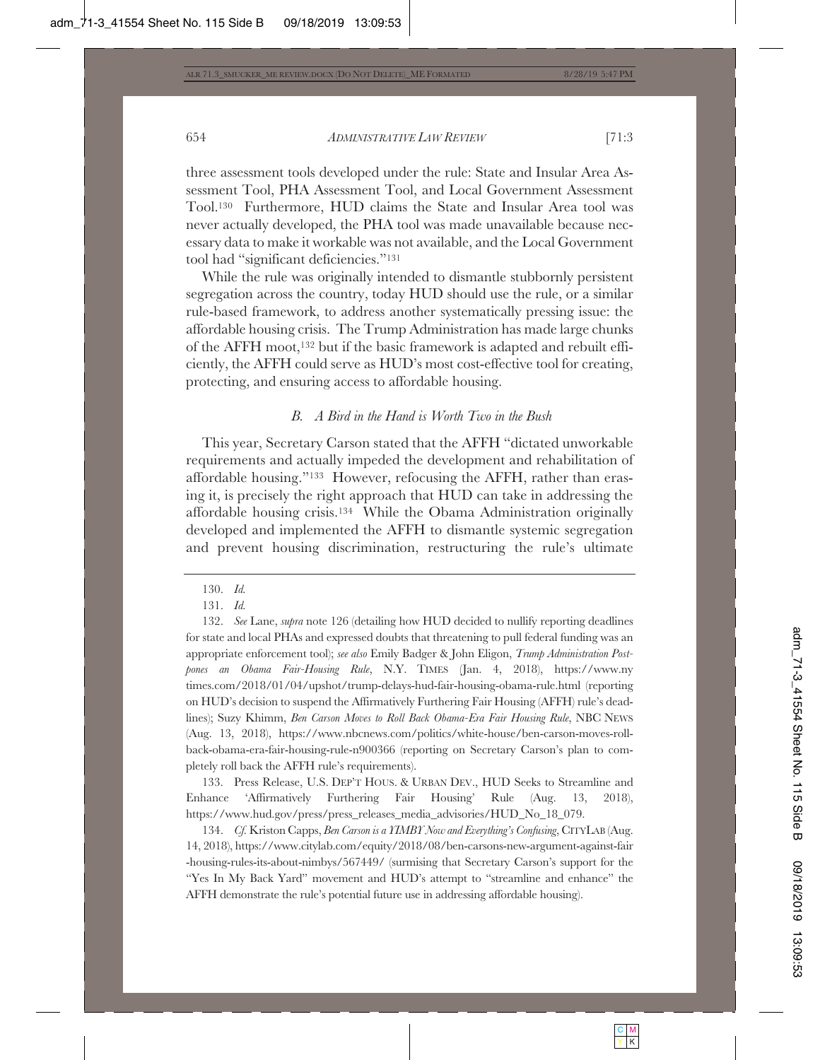three assessment tools developed under the rule: State and Insular Area Assessment Tool, PHA Assessment Tool, and Local Government Assessment Tool.[130] Furthermore, HUD claims the State and Insular Area tool was never actually developed, the PHA tool was made unavailable because necessary data to make it workable was not available, and the Local Government tool had "significant deficiencies."[131]

While the rule was originally intended to dismantle stubbornly persistent segregation across the country, today HUD should use the rule, or a similar rule-based framework, to address another systematically pressing issue: the affordable housing crisis. The Trump Administration has made large chunks of the AFFH moot,[132] but if the basic framework is adapted and rebuilt efficiently, the AFFH could serve as HUD's most cost-effective tool for creating, protecting, and ensuring access to affordable housing.

### *B. A Bird in the Hand is Worth Two in the Bush*

This year, Secretary Carson stated that the AFFH "dictated unworkable requirements and actually impeded the development and rehabilitation of affordable housing."[133] However, refocusing the AFFH, rather than erasing it, is precisely the right approach that HUD can take in addressing the affordable housing crisis.[134] While the Obama Administration originally developed and implemented the AFFH to dismantle systemic segregation and prevent housing discrimination, restructuring the rule's ultimate

---

130. *Id.*

131. *Id.*

132. *See* Lane, *supra* note 126 (detailing how HUD decided to nullify reporting deadlines for state and local PHAs and expressed doubts that threatening to pull federal funding was an appropriate enforcement tool); *see also* Emily Badger & John Eligon, *Trump Administration Postpones an Obama Fair-Housing Rule*, N.Y. TIMES (Jan. 4, 2018), https://www.nytimes.com/2018/01/04/upshot/trump-delays-hud-fair-housing-obama-rule.html (reporting on HUD's decision to suspend the Affirmatively Furthering Fair Housing (AFFH) rule's deadlines); Suzy Khimm, *Ben Carson Moves to Roll Back Obama-Era Fair Housing Rule*, NBC NEWS (Aug. 13, 2018), https://www.nbcnews.com/politics/white-house/ben-carson-moves-roll-back-obama-era-fair-housing-rule-n900366 (reporting on Secretary Carson's plan to completely roll back the AFFH rule's requirements).

133. Press Release, U.S. DEP'T HOUS. & URBAN DEV., HUD Seeks to Streamline and Enhance 'Affirmatively Furthering Fair Housing' Rule (Aug. 13, 2018), https://www.hud.gov/press/press_releases_media_advisories/HUD_No_18_079.

134. *Cf.* Kriston Capps, *Ben Carson is a YIMBY Now and Everything's Confusing*, CITYLAB (Aug. 14, 2018), https://www.citylab.com/equity/2018/08/ben-carsons-new-argument-against-fair-housing-rules-its-about-nimbys/567449/ (surmising that Secretary Carson's support for the "Yes In My Back Yard" movement and HUD's attempt to "streamline and enhance" the AFFH demonstrate the rule's potential future use in addressing affordable housing).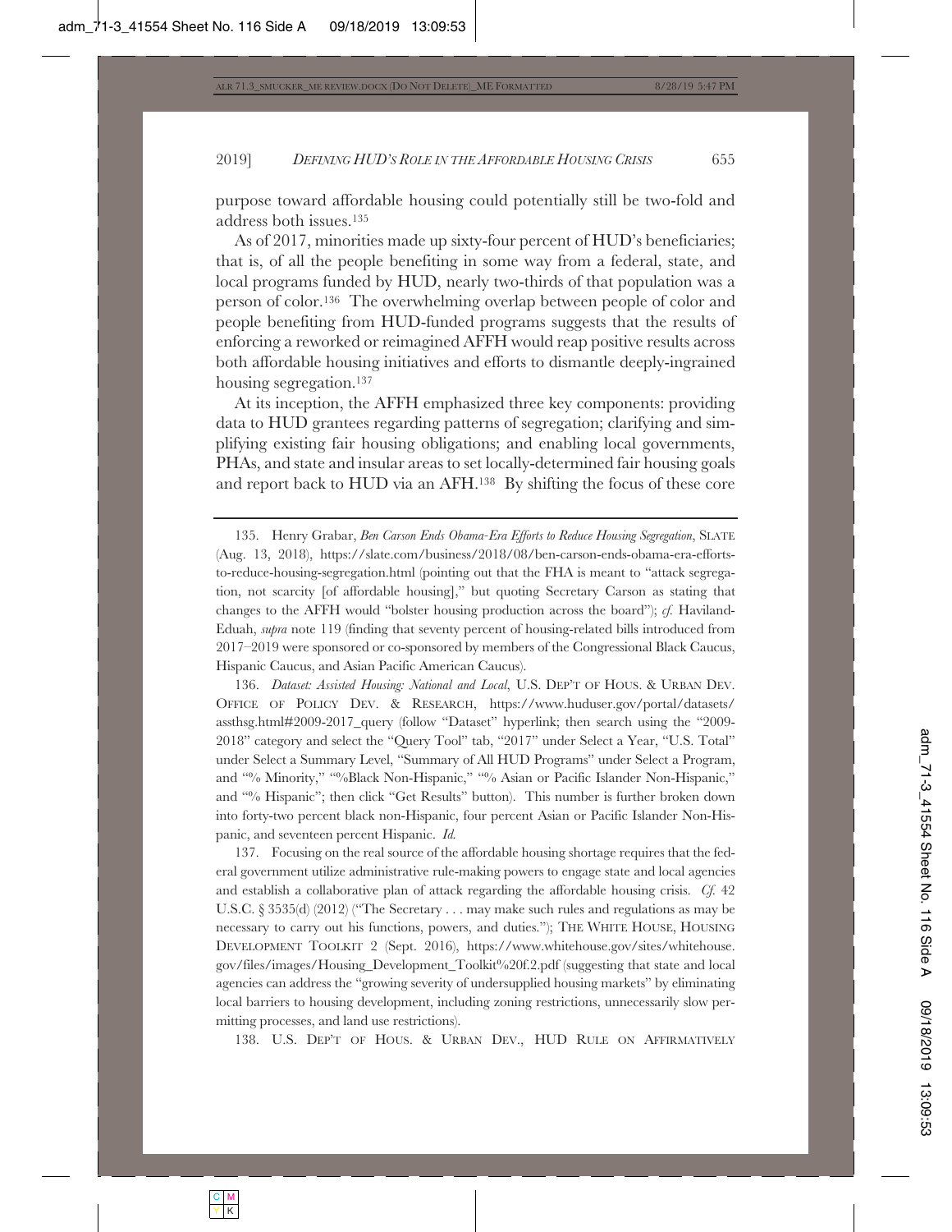purpose toward affordable housing could potentially still be two-fold and address both issues.[135]

As of 2017, minorities made up sixty-four percent of HUD's beneficiaries; that is, of all the people benefiting in some way from a federal, state, and local programs funded by HUD, nearly two-thirds of that population was a person of color.[136] The overwhelming overlap between people of color and people benefiting from HUD-funded programs suggests that the results of enforcing a reworked or reimagined AFFH would reap positive results across both affordable housing initiatives and efforts to dismantle deeply-ingrained housing segregation.[137]

At its inception, the AFFH emphasized three key components: providing data to HUD grantees regarding patterns of segregation; clarifying and simplifying existing fair housing obligations; and enabling local governments, PHAs, and state and insular areas to set locally-determined fair housing goals and report back to HUD via an AFH.[138] By shifting the focus of these core

---

135. Henry Grabar, *Ben Carson Ends Obama-Era Efforts to Reduce Housing Segregation*, SLATE (Aug. 13, 2018), https://slate.com/business/2018/08/ben-carson-ends-obama-era-efforts-to-reduce-housing-segregation.html (pointing out that the FHA is meant to "attack segregation, not scarcity [of affordable housing]," but quoting Secretary Carson as stating that changes to the AFFH would "bolster housing production across the board"); *cf.* Haviland-Eduah, *supra* note 119 (finding that seventy percent of housing-related bills introduced from 2017–2019 were sponsored or co-sponsored by members of the Congressional Black Caucus, Hispanic Caucus, and Asian Pacific American Caucus).

136. *Dataset: Assisted Housing: National and Local*, U.S. DEP'T OF HOUS. & URBAN DEV. OFFICE OF POLICY DEV. & RESEARCH, https://www.huduser.gov/portal/datasets/assthsg.html#2009-2017_query (follow "Dataset" hyperlink; then search using the "2009-2018" category and select the "Query Tool" tab, "2017" under Select a Year, "U.S. Total" under Select a Summary Level, "Summary of All HUD Programs" under Select a Program, and "% Minority," "%Black Non-Hispanic," "% Asian or Pacific Islander Non-Hispanic," and "% Hispanic"; then click "Get Results" button). This number is further broken down into forty-two percent black non-Hispanic, four percent Asian or Pacific Islander Non-Hispanic, and seventeen percent Hispanic. *Id.*

137. Focusing on the real source of the affordable housing shortage requires that the federal government utilize administrative rule-making powers to engage state and local agencies and establish a collaborative plan of attack regarding the affordable housing crisis. *Cf.* 42 U.S.C. § 3535(d) (2012) ("The Secretary . . . may make such rules and regulations as may be necessary to carry out his functions, powers, and duties."); THE WHITE HOUSE, HOUSING DEVELOPMENT TOOLKIT 2 (Sept. 2016), https://www.whitehouse.gov/sites/whitehouse.gov/files/images/Housing_Development_Toolkit%20f.2.pdf (suggesting that state and local agencies can address the "growing severity of undersupplied housing markets" by eliminating local barriers to housing development, including zoning restrictions, unnecessarily slow permitting processes, and land use restrictions).

138. U.S. DEP'T OF HOUS. & URBAN DEV., HUD RULE ON AFFIRMATIVELY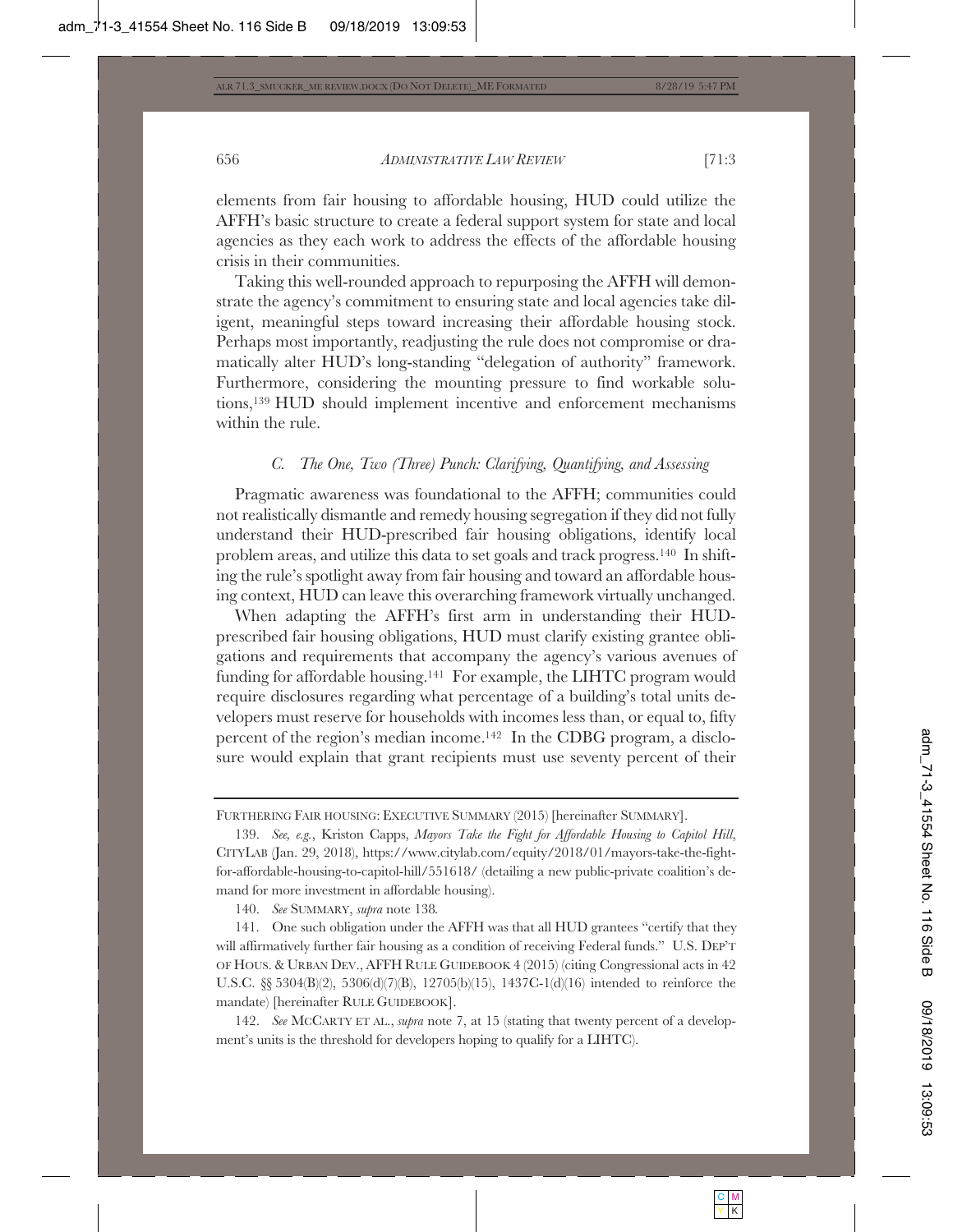elements from fair housing to affordable housing, HUD could utilize the AFFH's basic structure to create a federal support system for state and local agencies as they each work to address the effects of the affordable housing crisis in their communities.

Taking this well-rounded approach to repurposing the AFFH will demonstrate the agency's commitment to ensuring state and local agencies take diligent, meaningful steps toward increasing their affordable housing stock. Perhaps most importantly, readjusting the rule does not compromise or dramatically alter HUD's long-standing "delegation of authority" framework. Furthermore, considering the mounting pressure to find workable solutions,[139] HUD should implement incentive and enforcement mechanisms within the rule.

### *C. The One, Two (Three) Punch: Clarifying, Quantifying, and Assessing*

Pragmatic awareness was foundational to the AFFH; communities could not realistically dismantle and remedy housing segregation if they did not fully understand their HUD-prescribed fair housing obligations, identify local problem areas, and utilize this data to set goals and track progress.[140] In shifting the rule's spotlight away from fair housing and toward an affordable housing context, HUD can leave this overarching framework virtually unchanged.

When adapting the AFFH's first arm in understanding their HUD-prescribed fair housing obligations, HUD must clarify existing grantee obligations and requirements that accompany the agency's various avenues of funding for affordable housing.[141] For example, the LIHTC program would require disclosures regarding what percentage of a building's total units developers must reserve for households with incomes less than, or equal to, fifty percent of the region's median income.[142] In the CDBG program, a disclosure would explain that grant recipients must use seventy percent of their

---

FURTHERING FAIR HOUSING: EXECUTIVE SUMMARY (2015) [hereinafter SUMMARY].

139. *See, e.g.*, Kriston Capps, *Mayors Take the Fight for Affordable Housing to Capitol Hill*, CITYLAB (Jan. 29, 2018), https://www.citylab.com/equity/2018/01/mayors-take-the-fight-for-affordable-housing-to-capitol-hill/551618/ (detailing a new public-private coalition's demand for more investment in affordable housing).

140. *See* SUMMARY, *supra* note 138.

141. One such obligation under the AFFH was that all HUD grantees "certify that they will affirmatively further fair housing as a condition of receiving Federal funds." U.S. DEP'T OF HOUS. & URBAN DEV., AFFH RULE GUIDEBOOK 4 (2015) (citing Congressional acts in 42 U.S.C. §§ 5304(B)(2), 5306(d)(7)(B), 12705(b)(15), 1437C-1(d)(16) intended to reinforce the mandate) [hereinafter RULE GUIDEBOOK].

142. *See* MCCARTY ET AL., *supra* note 7, at 15 (stating that twenty percent of a development's units is the threshold for developers hoping to qualify for a LIHTC).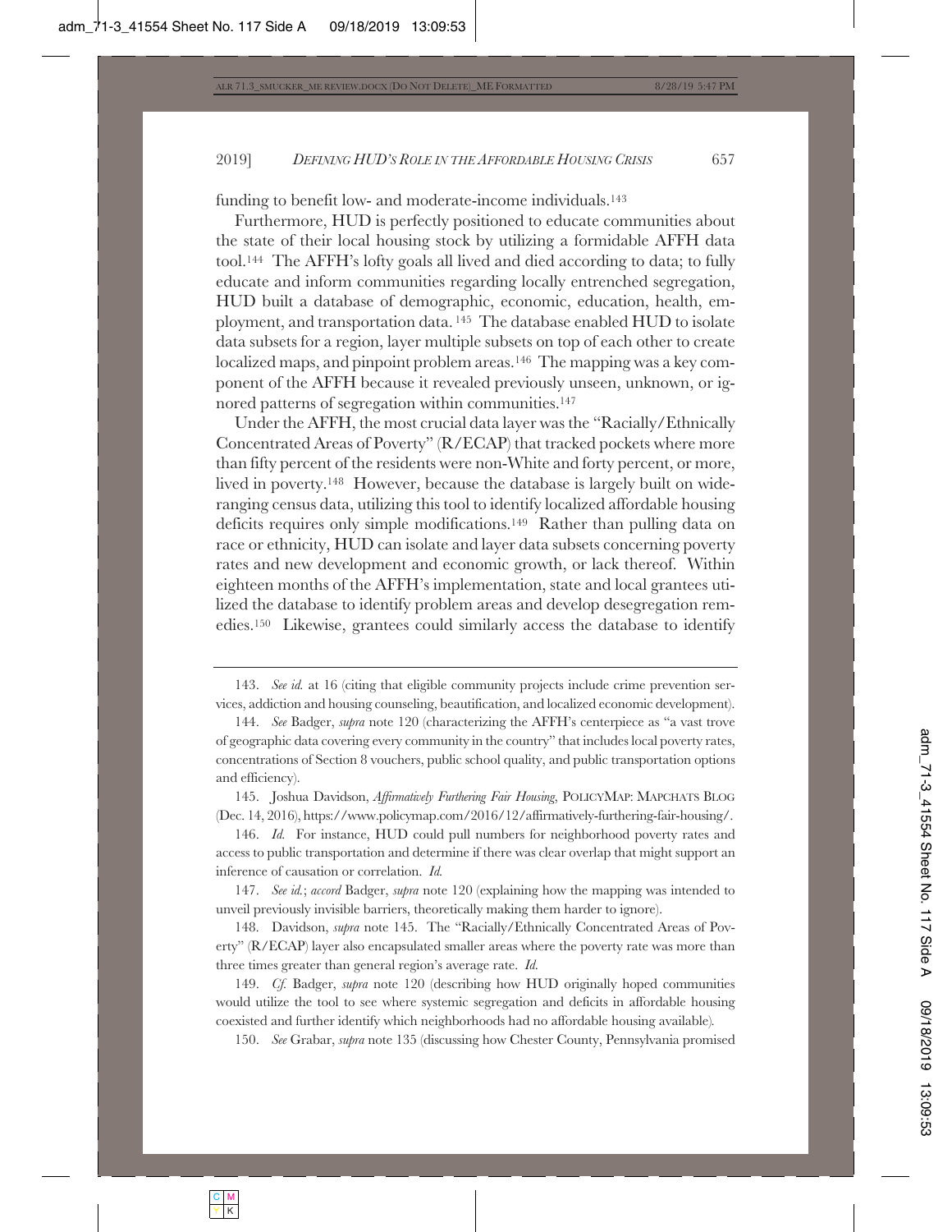funding to benefit low- and moderate-income individuals.[143]

Furthermore, HUD is perfectly positioned to educate communities about the state of their local housing stock by utilizing a formidable AFFH data tool.[144] The AFFH's lofty goals all lived and died according to data; to fully educate and inform communities regarding locally entrenched segregation, HUD built a database of demographic, economic, education, health, employment, and transportation data.[145] The database enabled HUD to isolate data subsets for a region, layer multiple subsets on top of each other to create localized maps, and pinpoint problem areas.[146] The mapping was a key component of the AFFH because it revealed previously unseen, unknown, or ignored patterns of segregation within communities.[147]

Under the AFFH, the most crucial data layer was the "Racially/Ethnically Concentrated Areas of Poverty" (R/ECAP) that tracked pockets where more than fifty percent of the residents were non-White and forty percent, or more, lived in poverty.[148] However, because the database is largely built on wide-ranging census data, utilizing this tool to identify localized affordable housing deficits requires only simple modifications.[149] Rather than pulling data on race or ethnicity, HUD can isolate and layer data subsets concerning poverty rates and new development and economic growth, or lack thereof. Within eighteen months of the AFFH's implementation, state and local grantees utilized the database to identify problem areas and develop desegregation remedies.[150] Likewise, grantees could similarly access the database to identify

---

143. *See id.* at 16 (citing that eligible community projects include crime prevention services, addiction and housing counseling, beautification, and localized economic development).

144. *See* Badger, *supra* note 120 (characterizing the AFFH's centerpiece as "a vast trove of geographic data covering every community in the country" that includes local poverty rates, concentrations of Section 8 vouchers, public school quality, and public transportation options and efficiency).

145. Joshua Davidson, *Affirmatively Furthering Fair Housing*, POLICYMAP: MAPCHATS BLOG (Dec. 14, 2016), https://www.policymap.com/2016/12/affirmatively-furthering-fair-housing/.

146. *Id.* For instance, HUD could pull numbers for neighborhood poverty rates and access to public transportation and determine if there was clear overlap that might support an inference of causation or correlation. *Id.*

147. *See id.*; *accord* Badger, *supra* note 120 (explaining how the mapping was intended to unveil previously invisible barriers, theoretically making them harder to ignore).

148. Davidson, *supra* note 145. The "Racially/Ethnically Concentrated Areas of Poverty" (R/ECAP) layer also encapsulated smaller areas where the poverty rate was more than three times greater than general region's average rate. *Id.*

149. *Cf.* Badger, *supra* note 120 (describing how HUD originally hoped communities would utilize the tool to see where systemic segregation and deficits in affordable housing coexisted and further identify which neighborhoods had no affordable housing available).

150. *See* Grabar, *supra* note 135 (discussing how Chester County, Pennsylvania promised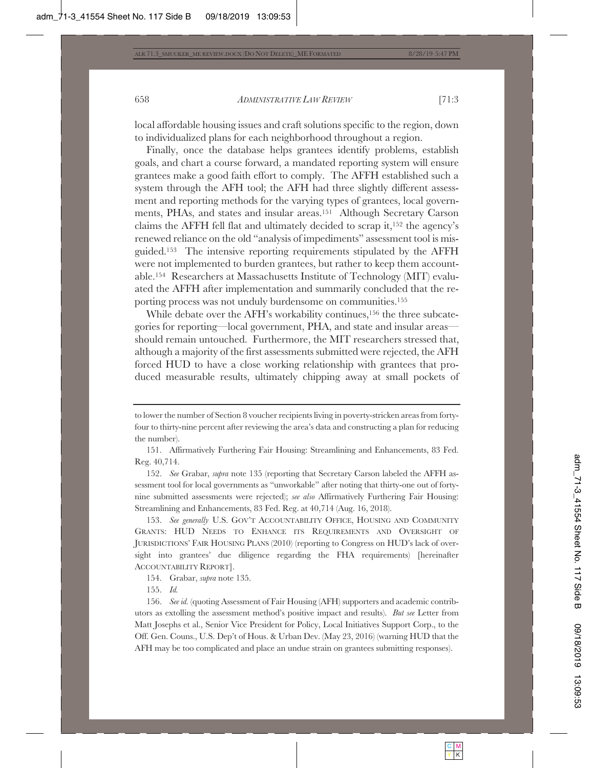local affordable housing issues and craft solutions specific to the region, down to individualized plans for each neighborhood throughout a region.

Finally, once the database helps grantees identify problems, establish goals, and chart a course forward, a mandated reporting system will ensure grantees make a good faith effort to comply. The AFFH established such a system through the AFH tool; the AFH had three slightly different assessment and reporting methods for the varying types of grantees, local governments, PHAs, and states and insular areas.[151] Although Secretary Carson claims the AFFH fell flat and ultimately decided to scrap it,[152] the agency's renewed reliance on the old "analysis of impediments" assessment tool is misguided.[153] The intensive reporting requirements stipulated by the AFFH were not implemented to burden grantees, but rather to keep them accountable.[154] Researchers at Massachusetts Institute of Technology (MIT) evaluated the AFFH after implementation and summarily concluded that the reporting process was not unduly burdensome on communities.[155]

While debate over the AFH's workability continues,[156] the three subcategories for reporting—local government, PHA, and state and insular areas—should remain untouched. Furthermore, the MIT researchers stressed that, although a majority of the first assessments submitted were rejected, the AFH forced HUD to have a close working relationship with grantees that produced measurable results, ultimately chipping away at small pockets of

---

to lower the number of Section 8 voucher recipients living in poverty-stricken areas from forty-four to thirty-nine percent after reviewing the area's data and constructing a plan for reducing the number).

151. Affirmatively Furthering Fair Housing: Streamlining and Enhancements, 83 Fed. Reg. 40,714.

152. *See* Grabar, *supra* note 135 (reporting that Secretary Carson labeled the AFFH assessment tool for local governments as "unworkable" after noting that thirty-one out of forty-nine submitted assessments were rejected); *see also* Affirmatively Furthering Fair Housing: Streamlining and Enhancements, 83 Fed. Reg. at 40,714 (Aug. 16, 2018).

153. *See generally* U.S. GOV'T ACCOUNTABILITY OFFICE, HOUSING AND COMMUNITY GRANTS: HUD NEEDS TO ENHANCE ITS REQUIREMENTS AND OVERSIGHT OF JURISDICTIONS' FAIR HOUSING PLANS (2010) (reporting to Congress on HUD's lack of oversight into grantees' due diligence regarding the FHA requirements) [hereinafter ACCOUNTABILITY REPORT].

154. Grabar, *supra* note 135.

155. *Id.*

156. *See id.* (quoting Assessment of Fair Housing (AFH) supporters and academic contributors as extolling the assessment method's positive impact and results). *But see* Letter from Matt Josephs et al., Senior Vice President for Policy, Local Initiatives Support Corp., to the Off. Gen. Couns., U.S. Dep't of Hous. & Urban Dev. (May 23, 2016) (warning HUD that the AFH may be too complicated and place an undue strain on grantees submitting responses).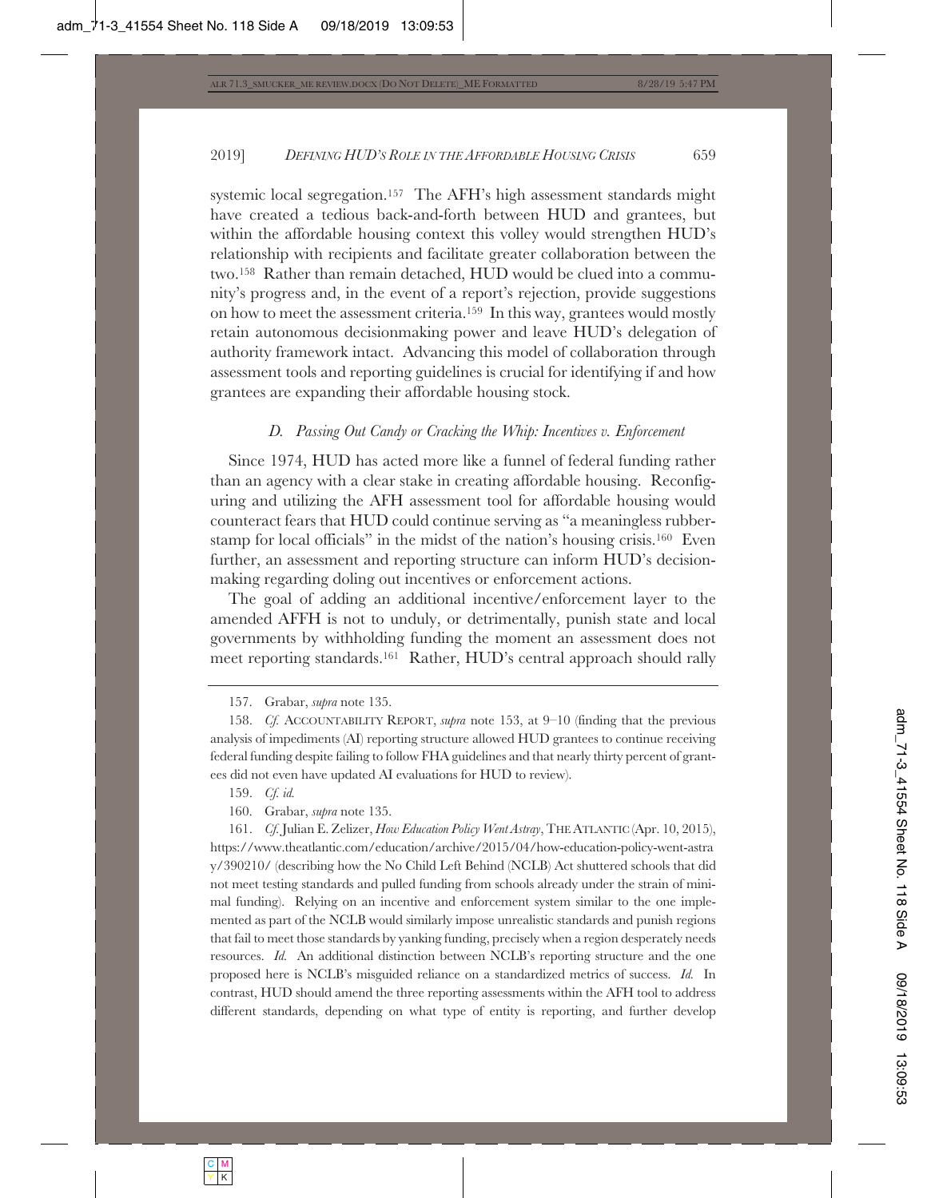systemic local segregation.[157] The AFH's high assessment standards might have created a tedious back-and-forth between HUD and grantees, but within the affordable housing context this volley would strengthen HUD's relationship with recipients and facilitate greater collaboration between the two.[158] Rather than remain detached, HUD would be clued into a community's progress and, in the event of a report's rejection, provide suggestions on how to meet the assessment criteria.[159] In this way, grantees would mostly retain autonomous decisionmaking power and leave HUD's delegation of authority framework intact. Advancing this model of collaboration through assessment tools and reporting guidelines is crucial for identifying if and how grantees are expanding their affordable housing stock.

### *D. Passing Out Candy or Cracking the Whip: Incentives v. Enforcement*

Since 1974, HUD has acted more like a funnel of federal funding rather than an agency with a clear stake in creating affordable housing. Reconfiguring and utilizing the AFH assessment tool for affordable housing would counteract fears that HUD could continue serving as "a meaningless rubber-stamp for local officials" in the midst of the nation's housing crisis.[160] Even further, an assessment and reporting structure can inform HUD's decisionmaking regarding doling out incentives or enforcement actions.

The goal of adding an additional incentive/enforcement layer to the amended AFFH is not to unduly, or detrimentally, punish state and local governments by withholding funding the moment an assessment does not meet reporting standards.[161] Rather, HUD's central approach should rally

---

157. Grabar, *supra* note 135.

158. *Cf.* ACCOUNTABILITY REPORT, *supra* note 153, at 9–10 (finding that the previous analysis of impediments (AI) reporting structure allowed HUD grantees to continue receiving federal funding despite failing to follow FHA guidelines and that nearly thirty percent of grantees did not even have updated AI evaluations for HUD to review).

159. *Cf. id.*

160. Grabar, *supra* note 135.

161. *Cf.* Julian E. Zelizer, *How Education Policy Went Astray*, THE ATLANTIC (Apr. 10, 2015), https://www.theatlantic.com/education/archive/2015/04/how-education-policy-went-astray/390210/ (describing how the No Child Left Behind (NCLB) Act shuttered schools that did not meet testing standards and pulled funding from schools already under the strain of minimal funding). Relying on an incentive and enforcement system similar to the one implemented as part of the NCLB would similarly impose unrealistic standards and punish regions that fail to meet those standards by yanking funding, precisely when a region desperately needs resources. *Id.* An additional distinction between NCLB's reporting structure and the one proposed here is NCLB's misguided reliance on a standardized metrics of success. *Id.* In contrast, HUD should amend the three reporting assessments within the AFH tool to address different standards, depending on what type of entity is reporting, and further develop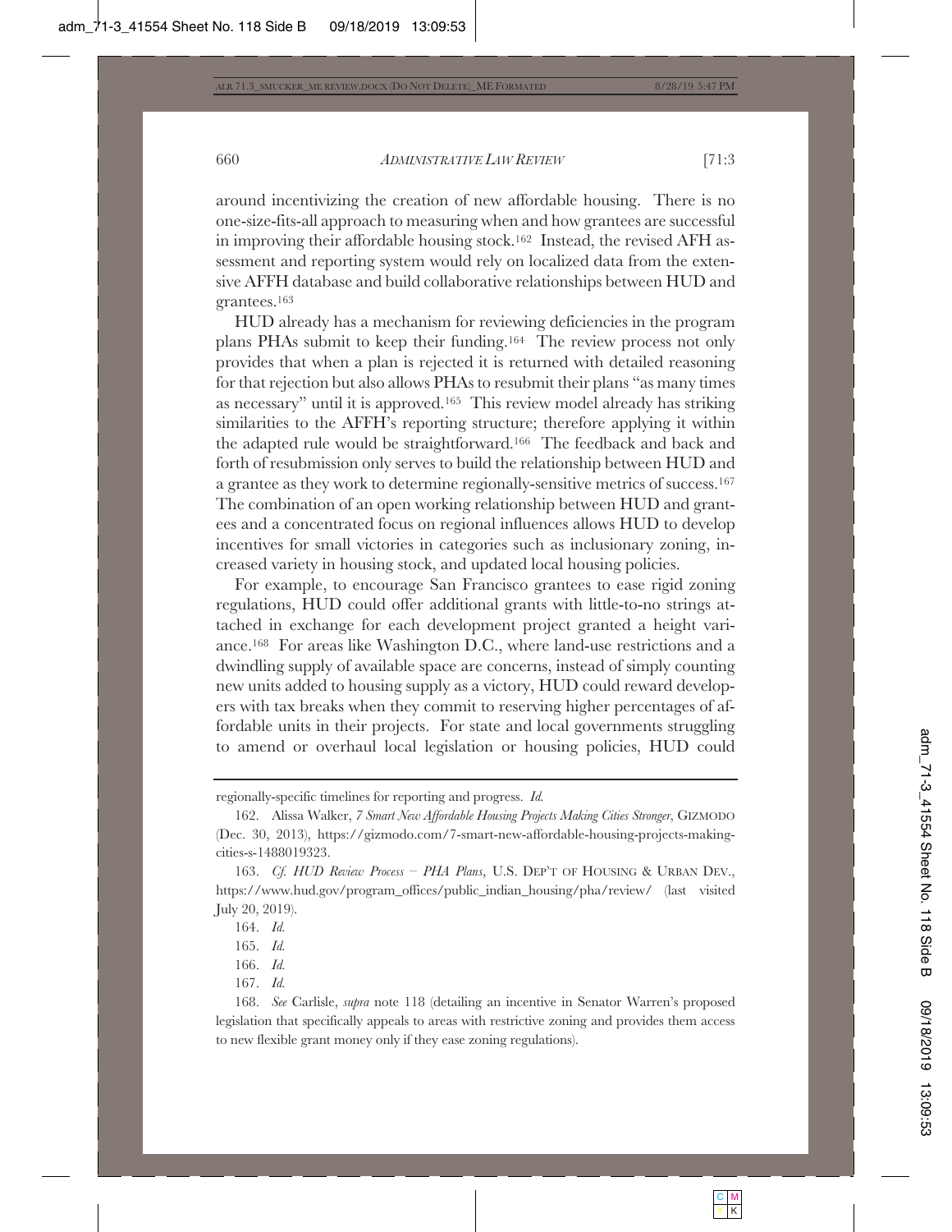around incentivizing the creation of new affordable housing. There is no one-size-fits-all approach to measuring when and how grantees are successful in improving their affordable housing stock.[162] Instead, the revised AFH assessment and reporting system would rely on localized data from the extensive AFFH database and build collaborative relationships between HUD and grantees.[163]

HUD already has a mechanism for reviewing deficiencies in the program plans PHAs submit to keep their funding.[164] The review process not only provides that when a plan is rejected it is returned with detailed reasoning for that rejection but also allows PHAs to resubmit their plans "as many times as necessary" until it is approved.[165] This review model already has striking similarities to the AFFH's reporting structure; therefore applying it within the adapted rule would be straightforward.[166] The feedback and back and forth of resubmission only serves to build the relationship between HUD and a grantee as they work to determine regionally-sensitive metrics of success.[167] The combination of an open working relationship between HUD and grantees and a concentrated focus on regional influences allows HUD to develop incentives for small victories in categories such as inclusionary zoning, increased variety in housing stock, and updated local housing policies.

For example, to encourage San Francisco grantees to ease rigid zoning regulations, HUD could offer additional grants with little-to-no strings attached in exchange for each development project granted a height variance.[168] For areas like Washington D.C., where land-use restrictions and a dwindling supply of available space are concerns, instead of simply counting new units added to housing supply as a victory, HUD could reward developers with tax breaks when they commit to reserving higher percentages of affordable units in their projects. For state and local governments struggling to amend or overhaul local legislation or housing policies, HUD could

---

regionally-specific timelines for reporting and progress. *Id.*

162. Alissa Walker, *7 Smart New Affordable Housing Projects Making Cities Stronger*, GIZMODO (Dec. 30, 2013), https://gizmodo.com/7-smart-new-affordable-housing-projects-making-cities-s-1488019323.

163. *Cf. HUD Review Process – PHA Plans*, U.S. DEP'T OF HOUSING & URBAN DEV., https://www.hud.gov/program_offices/public_indian_housing/pha/review/ (last visited July 20, 2019).

164. *Id.*

165. *Id.*

166. *Id.*

167. *Id.*

168. *See* Carlisle, *supra* note 118 (detailing an incentive in Senator Warren's proposed legislation that specifically appeals to areas with restrictive zoning and provides them access to new flexible grant money only if they ease zoning regulations).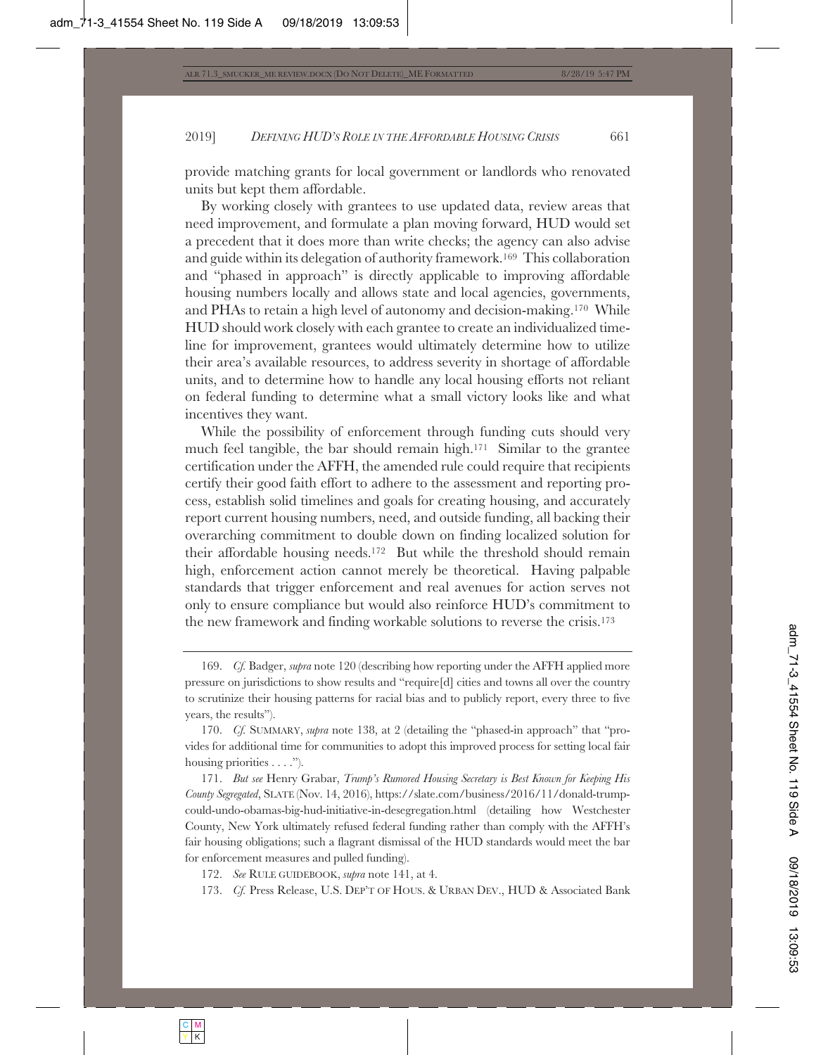provide matching grants for local government or landlords who renovated units but kept them affordable.

By working closely with grantees to use updated data, review areas that need improvement, and formulate a plan moving forward, HUD would set a precedent that it does more than write checks; the agency can also advise and guide within its delegation of authority framework.[169] This collaboration and "phased in approach" is directly applicable to improving affordable housing numbers locally and allows state and local agencies, governments, and PHAs to retain a high level of autonomy and decision-making.[170] While HUD should work closely with each grantee to create an individualized timeline for improvement, grantees would ultimately determine how to utilize their area's available resources, to address severity in shortage of affordable units, and to determine how to handle any local housing efforts not reliant on federal funding to determine what a small victory looks like and what incentives they want.

While the possibility of enforcement through funding cuts should very much feel tangible, the bar should remain high.[171] Similar to the grantee certification under the AFFH, the amended rule could require that recipients certify their good faith effort to adhere to the assessment and reporting process, establish solid timelines and goals for creating housing, and accurately report current housing numbers, need, and outside funding, all backing their overarching commitment to double down on finding localized solution for their affordable housing needs.[172] But while the threshold should remain high, enforcement action cannot merely be theoretical. Having palpable standards that trigger enforcement and real avenues for action serves not only to ensure compliance but would also reinforce HUD's commitment to the new framework and finding workable solutions to reverse the crisis.[173]

---

169. *Cf.* Badger, *supra* note 120 (describing how reporting under the AFFH applied more pressure on jurisdictions to show results and "require[d] cities and towns all over the country to scrutinize their housing patterns for racial bias and to publicly report, every three to five years, the results").

170. *Cf.* SUMMARY, *supra* note 138, at 2 (detailing the "phased-in approach" that "provides for additional time for communities to adopt this improved process for setting local fair housing priorities . . . .").

171. *But see* Henry Grabar, *Trump's Rumored Housing Secretary is Best Known for Keeping His County Segregated*, SLATE (Nov. 14, 2016), https://slate.com/business/2016/11/donald-trump-could-undo-obamas-big-hud-initiative-in-desegregation.html (detailing how Westchester County, New York ultimately refused federal funding rather than comply with the AFFH's fair housing obligations; such a flagrant dismissal of the HUD standards would meet the bar for enforcement measures and pulled funding).

172. *See* RULE GUIDEBOOK, *supra* note 141, at 4.

173. *Cf.* Press Release, U.S. DEP'T OF HOUS. & URBAN DEV., HUD & Associated Bank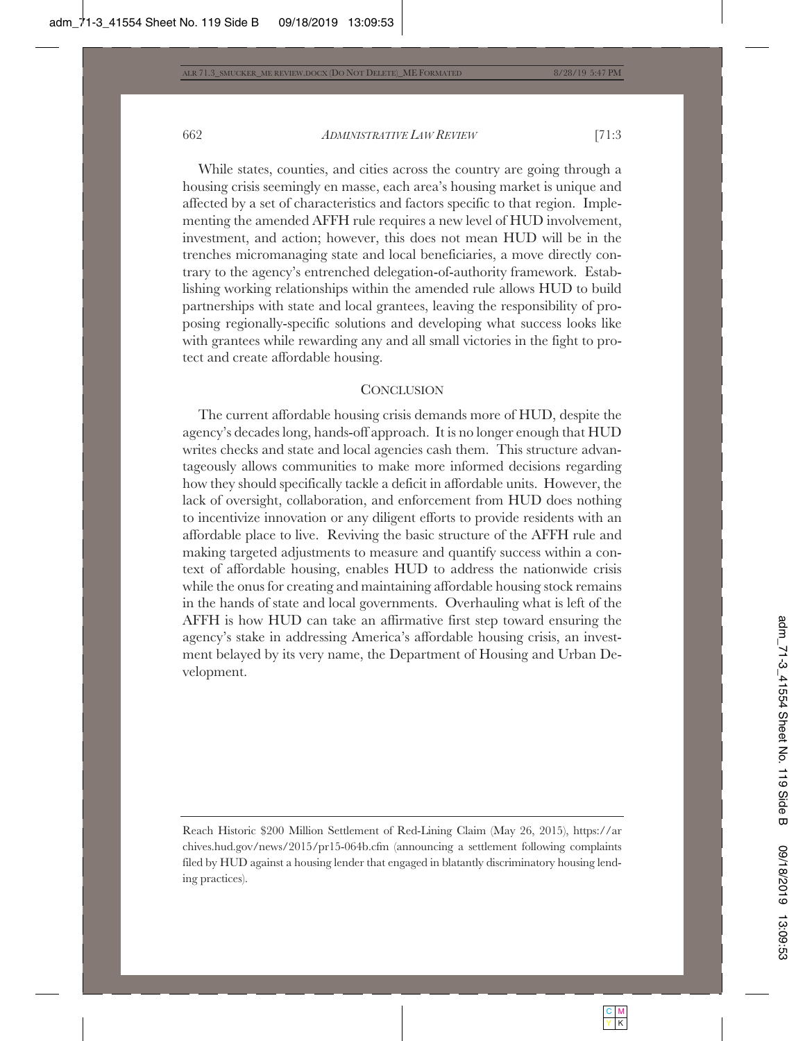While states, counties, and cities across the country are going through a housing crisis seemingly en masse, each area's housing market is unique and affected by a set of characteristics and factors specific to that region. Implementing the amended AFFH rule requires a new level of HUD involvement, investment, and action; however, this does not mean HUD will be in the trenches micromanaging state and local beneficiaries, a move directly contrary to the agency's entrenched delegation-of-authority framework. Establishing working relationships within the amended rule allows HUD to build partnerships with state and local grantees, leaving the responsibility of proposing regionally-specific solutions and developing what success looks like with grantees while rewarding any and all small victories in the fight to protect and create affordable housing.

## CONCLUSION

The current affordable housing crisis demands more of HUD, despite the agency's decades long, hands-off approach. It is no longer enough that HUD writes checks and state and local agencies cash them. This structure advantageously allows communities to make more informed decisions regarding how they should specifically tackle a deficit in affordable units. However, the lack of oversight, collaboration, and enforcement from HUD does nothing to incentivize innovation or any diligent efforts to provide residents with an affordable place to live. Reviving the basic structure of the AFFH rule and making targeted adjustments to measure and quantify success within a context of affordable housing, enables HUD to address the nationwide crisis while the onus for creating and maintaining affordable housing stock remains in the hands of state and local governments. Overhauling what is left of the AFFH is how HUD can take an affirmative first step toward ensuring the agency's stake in addressing America's affordable housing crisis, an investment belayed by its very name, the Department of Housing and Urban Development.

---

Reach Historic $200 Million Settlement of Red-Lining Claim (May 26, 2015), https://archives.hud.gov/news/2015/pr15-064b.cfm (announcing a settlement following complaints filed by HUD against a housing lender that engaged in blatantly discriminatory housing lending practices).